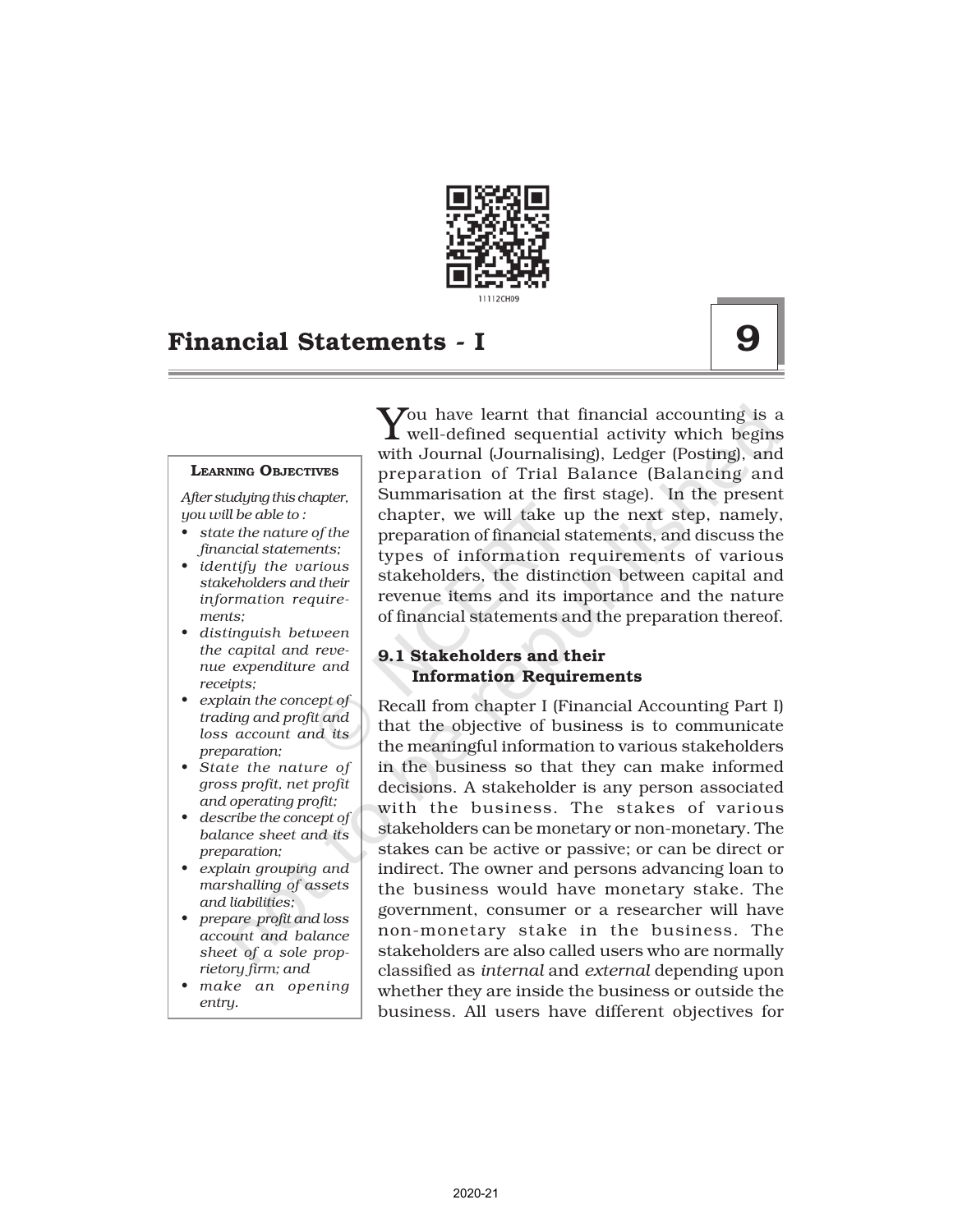# Financial Statements - I

9

**Learning Objectives**

*After studying this chapter, you will be able to :*

- *state the nature of the financial statements;*
- *identify the various stakeholders and their information requirements;*
- *distinguish between the capital and revenue expenditure and receipts;*
- *explain the concept of trading and profit and loss account and its preparation;*
- *State the nature of gross profit, net profit and operating profit;*
- *describe the concept of balance sheet and its preparation;*
- *explain grouping and marshalling of assets and liabilities;*
- *prepare profit and loss account and balance sheet of a sole proprietory firm; and*
- *make an opening entry.*

You have learnt that financial accounting is a well-defined sequential activity which begins with Journal (Journalising), Ledger (Posting), and preparation of Trial Balance (Balancing and Summarisation at the first stage). In the present chapter, we will take up the next step, namely, preparation of financial statements, and discuss the types of information requirements of various stakeholders, the distinction between capital and revenue items and its importance and the nature of financial statements and the preparation thereof.

## 9.1 Stakeholders and their Information Requirements

Recall from chapter I (Financial Accounting Part I) that the objective of business is to communicate the meaningful information to various stakeholders in the business so that they can make informed decisions. A stakeholder is any person associated with the business. The stakes of various stakeholders can be monetary or non-monetary. The stakes can be active or passive; or can be direct or indirect. The owner and persons advancing loan to the business would have monetary stake. The government, consumer or a researcher will have non-monetary stake in the business. The stakeholders are also called users who are normally classified as *internal* and *external* depending upon whether they are inside the business or outside the business. All users have different objectives for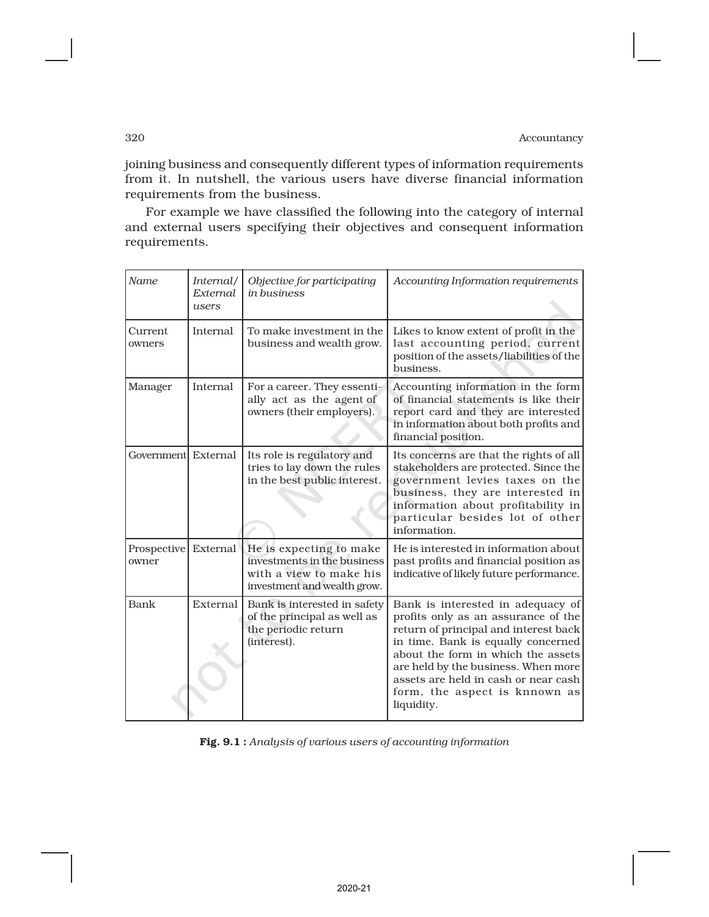joining business and consequently different types of information requirements from it. In nutshell, the various users have diverse financial information requirements from the business.

For example we have classified the following into the category of internal and external users specifying their objectives and consequent information requirements.

| *Name* | *Internal/ External users* | *Objective for participating in business* | *Accounting Information requirements* |
|---|---|---|---|
| Current owners | Internal | To make investment in the business and wealth grow. | Likes to know extent of profit in the last accounting period, current position of the assets/liabilities of the business. |
| Manager | Internal | For a career. They essentially act as the agent of owners (their employers). | Accounting information in the form of financial statements is like their report card and they are interested in information about both profits and financial position. |
| Government | External | Its role is regulatory and tries to lay down the rules in the best public interest. | Its concerns are that the rights of all stakeholders are protected. Since the government levies taxes on the business, they are interested in information about profitability in particular besides lot of other information. |
| Prospective owner | External | He is expecting to make investments in the business with a view to make his investment and wealth grow. | He is interested in information about past profits and financial position as indicative of likely future performance. |
| Bank | External | Bank is interested in safety of the principal as well as the periodic return (interest). | Bank is interested in adequacy of profits only as an assurance of the return of principal and interest back in time. Bank is equally concerned about the form in which the assets are held by the business. When more assets are held in cash or near cash form, the aspect is knnown as liquidity. |

**Fig. 9.1 :** *Analysis of various users of accounting information*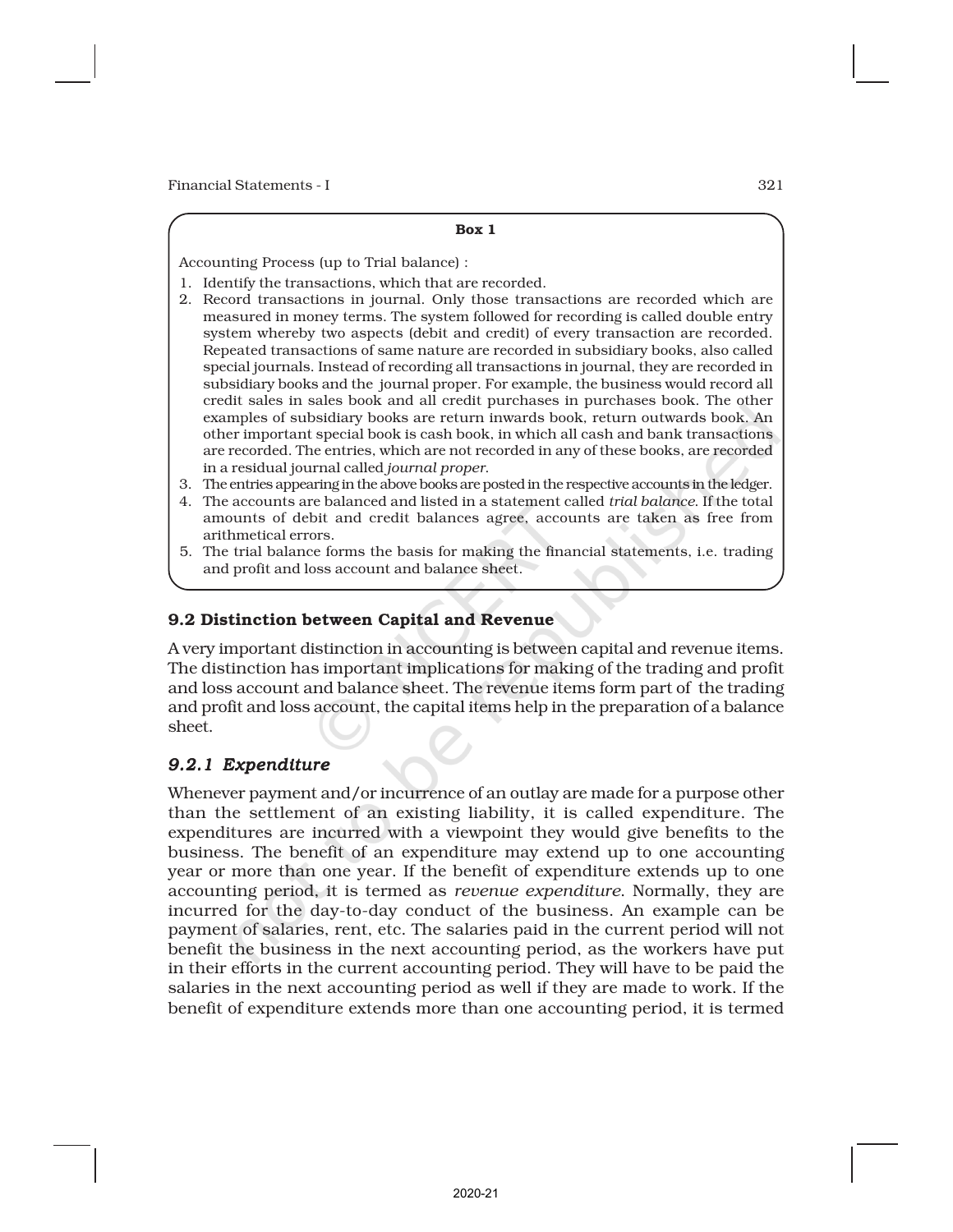**Box 1**

Accounting Process (up to Trial balance) :

1. Identify the transactions, which that are recorded.
2. Record transactions in journal. Only those transactions are recorded which are measured in money terms. The system followed for recording is called double entry system whereby two aspects (debit and credit) of every transaction are recorded. Repeated transactions of same nature are recorded in subsidiary books, also called special journals. Instead of recording all transactions in journal, they are recorded in subsidiary books and the journal proper. For example, the business would record all credit sales in sales book and all credit purchases in purchases book. The other examples of subsidiary books are return inwards book, return outwards book. An other important special book is cash book, in which all cash and bank transactions are recorded. The entries, which are not recorded in any of these books, are recorded in a residual journal called *journal proper*.
3. The entries appearing in the above books are posted in the respective accounts in the ledger.
4. The accounts are balanced and listed in a statement called *trial balance*. If the total amounts of debit and credit balances agree, accounts are taken as free from arithmetical errors.
5. The trial balance forms the basis for making the financial statements, i.e. trading and profit and loss account and balance sheet.

## 9.2 Distinction between Capital and Revenue

A very important distinction in accounting is between capital and revenue items. The distinction has important implications for making of the trading and profit and loss account and balance sheet. The revenue items form part of the trading and profit and loss account, the capital items help in the preparation of a balance sheet.

### *9.2.1 Expenditure*

Whenever payment and/or incurrence of an outlay are made for a purpose other than the settlement of an existing liability, it is called expenditure. The expenditures are incurred with a viewpoint they would give benefits to the business. The benefit of an expenditure may extend up to one accounting year or more than one year. If the benefit of expenditure extends up to one accounting period, it is termed as *revenue expenditure*. Normally, they are incurred for the day-to-day conduct of the business. An example can be payment of salaries, rent, etc. The salaries paid in the current period will not benefit the business in the next accounting period, as the workers have put in their efforts in the current accounting period. They will have to be paid the salaries in the next accounting period as well if they are made to work. If the benefit of expenditure extends more than one accounting period, it is termed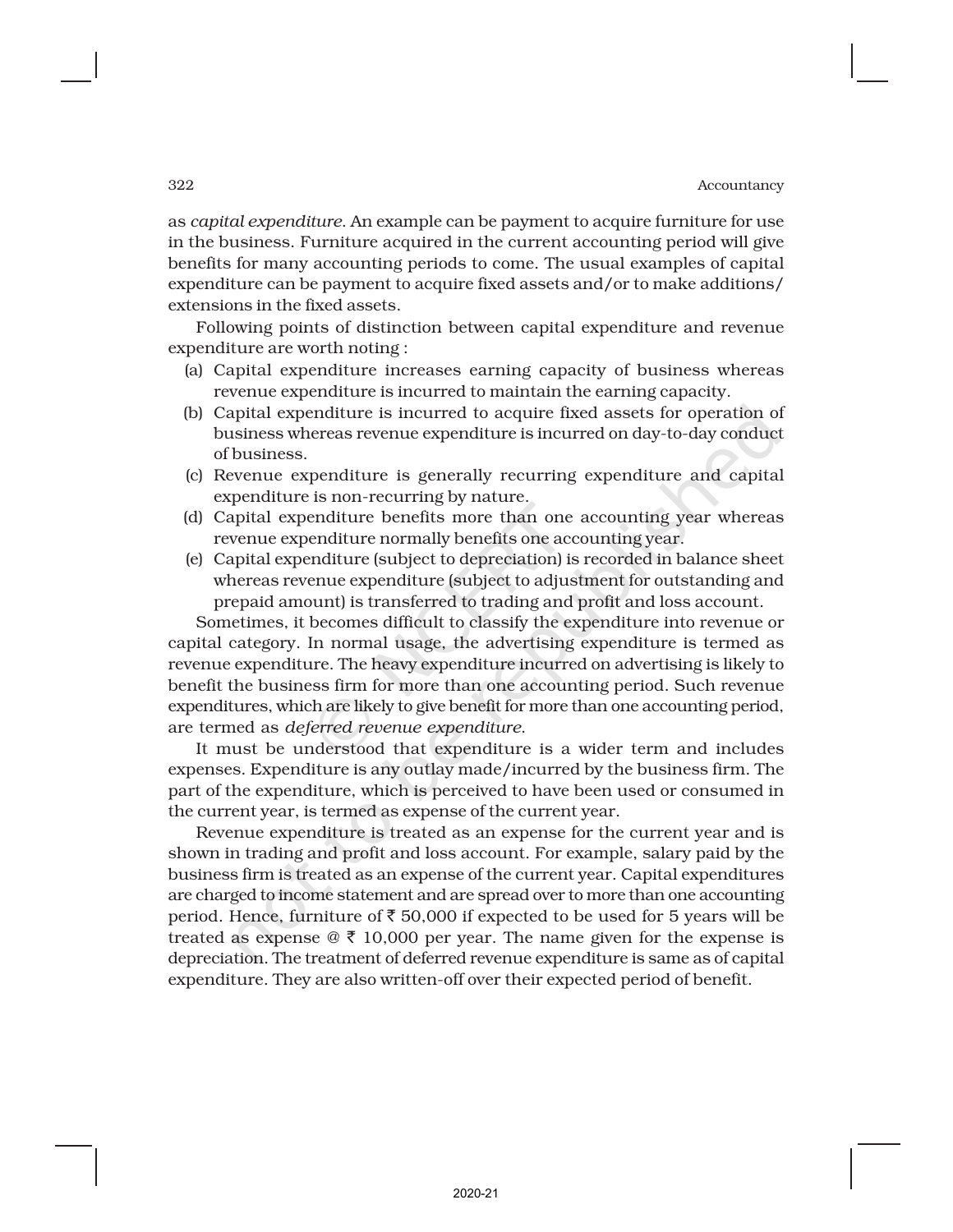as *capital expenditure*. An example can be payment to acquire furniture for use in the business. Furniture acquired in the current accounting period will give benefits for many accounting periods to come. The usual examples of capital expenditure can be payment to acquire fixed assets and/or to make additions/ extensions in the fixed assets.

Following points of distinction between capital expenditure and revenue expenditure are worth noting :

(a) Capital expenditure increases earning capacity of business whereas revenue expenditure is incurred to maintain the earning capacity.
(b) Capital expenditure is incurred to acquire fixed assets for operation of business whereas revenue expenditure is incurred on day-to-day conduct of business.
(c) Revenue expenditure is generally recurring expenditure and capital expenditure is non-recurring by nature.
(d) Capital expenditure benefits more than one accounting year whereas revenue expenditure normally benefits one accounting year.
(e) Capital expenditure (subject to depreciation) is recorded in balance sheet whereas revenue expenditure (subject to adjustment for outstanding and prepaid amount) is transferred to trading and profit and loss account.

Sometimes, it becomes difficult to classify the expenditure into revenue or capital category. In normal usage, the advertising expenditure is termed as revenue expenditure. The heavy expenditure incurred on advertising is likely to benefit the business firm for more than one accounting period. Such revenue expenditures, which are likely to give benefit for more than one accounting period, are termed as *deferred revenue expenditure*.

It must be understood that expenditure is a wider term and includes expenses. Expenditure is any outlay made/incurred by the business firm. The part of the expenditure, which is perceived to have been used or consumed in the current year, is termed as expense of the current year.

Revenue expenditure is treated as an expense for the current year and is shown in trading and profit and loss account. For example, salary paid by the business firm is treated as an expense of the current year. Capital expenditures are charged to income statement and are spread over to more than one accounting period. Hence, furniture of ₹ 50,000 if expected to be used for 5 years will be treated as expense @ ₹ 10,000 per year. The name given for the expense is depreciation. The treatment of deferred revenue expenditure is same as of capital expenditure. They are also written-off over their expected period of benefit.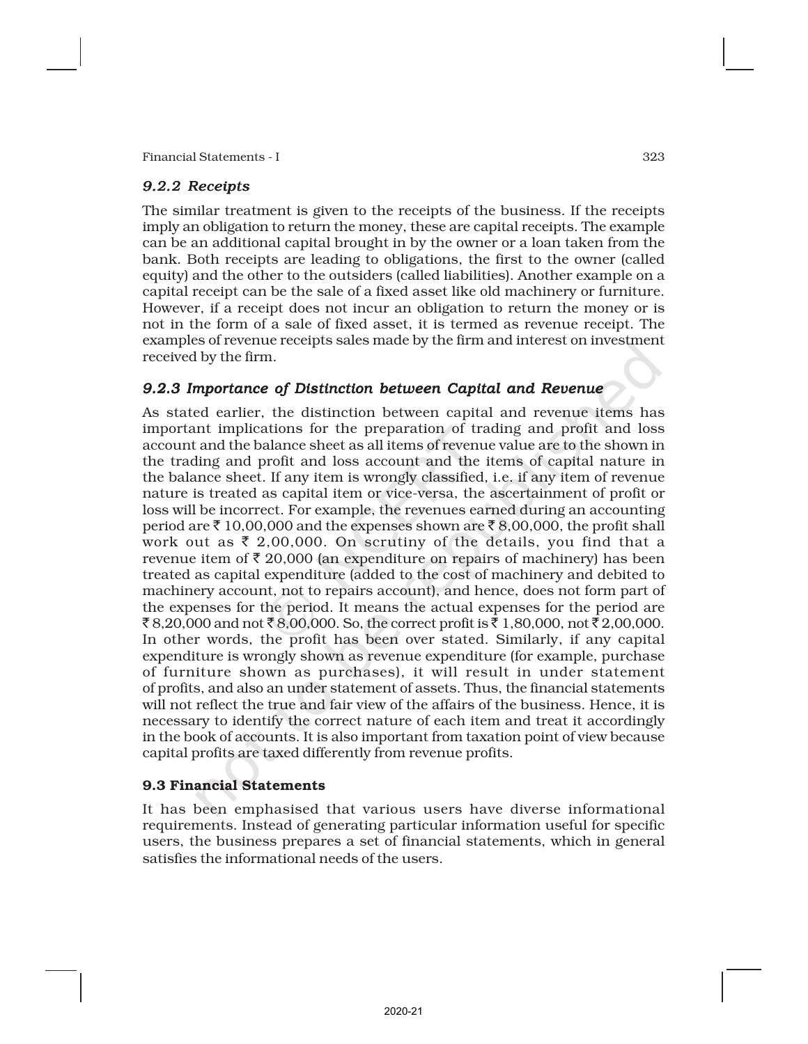### *9.2.2 Receipts*

The similar treatment is given to the receipts of the business. If the receipts imply an obligation to return the money, these are capital receipts. The example can be an additional capital brought in by the owner or a loan taken from the bank. Both receipts are leading to obligations, the first to the owner (called equity) and the other to the outsiders (called liabilities). Another example on a capital receipt can be the sale of a fixed asset like old machinery or furniture. However, if a receipt does not incur an obligation to return the money or is not in the form of a sale of fixed asset, it is termed as revenue receipt. The examples of revenue receipts sales made by the firm and interest on investment received by the firm.

### *9.2.3 Importance of Distinction between Capital and Revenue*

As stated earlier, the distinction between capital and revenue items has important implications for the preparation of trading and profit and loss account and the balance sheet as all items of revenue value are to the shown in the trading and profit and loss account and the items of capital nature in the balance sheet. If any item is wrongly classified, i.e. if any item of revenue nature is treated as capital item or vice-versa, the ascertainment of profit or loss will be incorrect. For example, the revenues earned during an accounting period are ₹ 10,00,000 and the expenses shown are ₹ 8,00,000, the profit shall work out as ₹ 2,00,000. On scrutiny of the details, you find that a revenue item of ₹ 20,000 (an expenditure on repairs of machinery) has been treated as capital expenditure (added to the cost of machinery and debited to machinery account, not to repairs account), and hence, does not form part of the expenses for the period. It means the actual expenses for the period are ₹ 8,20,000 and not ₹ 8,00,000. So, the correct profit is ₹ 1,80,000, not ₹ 2,00,000. In other words, the profit has been over stated. Similarly, if any capital expenditure is wrongly shown as revenue expenditure (for example, purchase of furniture shown as purchases), it will result in under statement of profits, and also an under statement of assets. Thus, the financial statements will not reflect the true and fair view of the affairs of the business. Hence, it is necessary to identify the correct nature of each item and treat it accordingly in the book of accounts. It is also important from taxation point of view because capital profits are taxed differently from revenue profits.

## 9.3 Financial Statements

It has been emphasised that various users have diverse informational requirements. Instead of generating particular information useful for specific users, the business prepares a set of financial statements, which in general satisfies the informational needs of the users.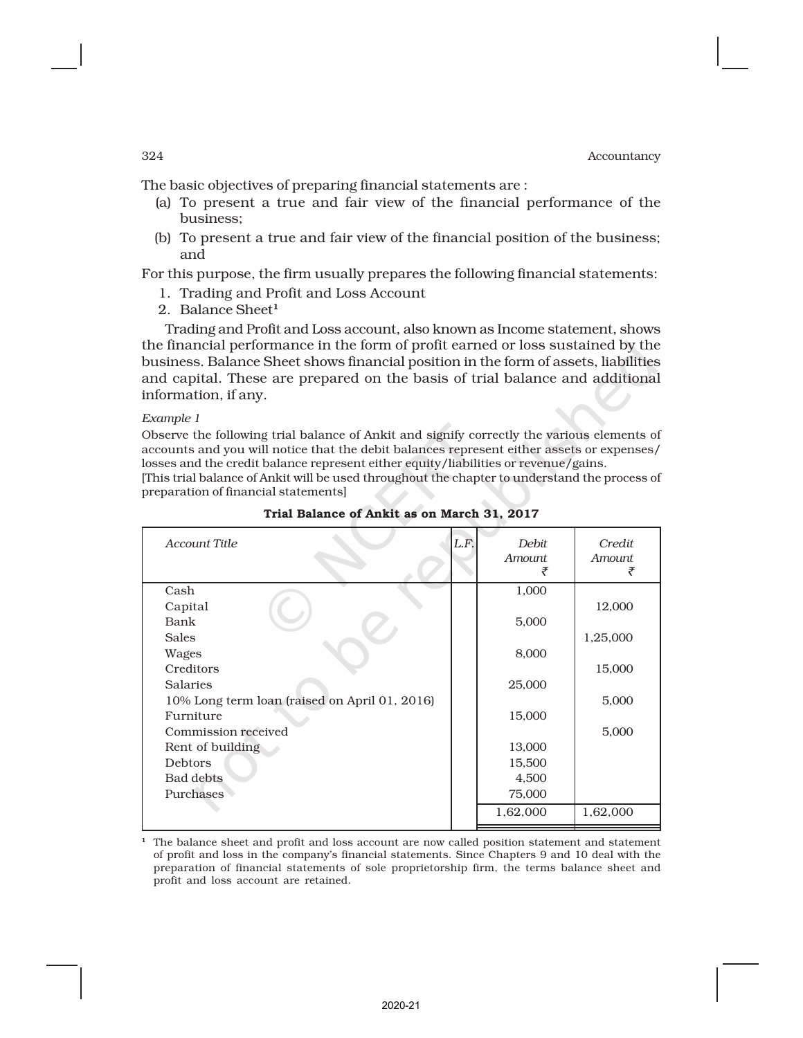The basic objectives of preparing financial statements are :

(a) To present a true and fair view of the financial performance of the business;

(b) To present a true and fair view of the financial position of the business; and

For this purpose, the firm usually prepares the following financial statements:

1. Trading and Profit and Loss Account
2. Balance Sheet[1]

Trading and Profit and Loss account, also known as Income statement, shows the financial performance in the form of profit earned or loss sustained by the business. Balance Sheet shows financial position in the form of assets, liabilities and capital. These are prepared on the basis of trial balance and additional information, if any.

*Example 1*

Observe the following trial balance of Ankit and signify correctly the various elements of accounts and you will notice that the debit balances represent either assets or expenses/losses and the credit balance represent either equity/liabilities or revenue/gains.

[This trial balance of Ankit will be used throughout the chapter to understand the process of preparation of financial statements]

**Trial Balance of Ankit as on March 31, 2017**

| *Account Title* | *L.F.* | *Debit Amount* ₹ | *Credit Amount* ₹ |
|---|---|---|---|
| Cash | | 1,000 | |
| Capital | | | 12,000 |
| Bank | | 5,000 | |
| Sales | | | 1,25,000 |
| Wages | | 8,000 | |
| Creditors | | | 15,000 |
| Salaries | | 25,000 | |
| 10% Long term loan (raised on April 01, 2016) | | | 5,000 |
| Furniture | | 15,000 | |
| Commission received | | | 5,000 |
| Rent of building | | 13,000 | |
| Debtors | | 15,500 | |
| Bad debts | | 4,500 | |
| Purchases | | 75,000 | |
| | | 1,62,000 | 1,62,000 |

[1] The balance sheet and profit and loss account are now called position statement and statement of profit and loss in the company's financial statements. Since Chapters 9 and 10 deal with the preparation of financial statements of sole proprietorship firm, the terms balance sheet and profit and loss account are retained.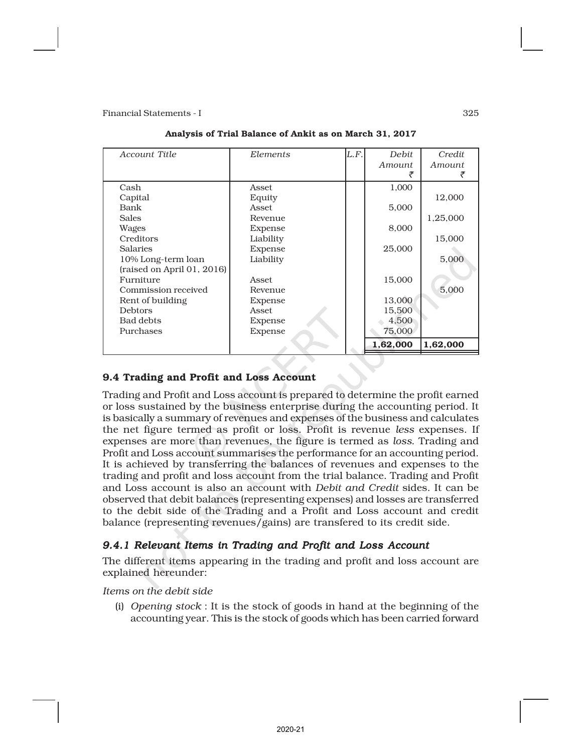**Analysis of Trial Balance of Ankit as on March 31, 2017**

| Account Title | Elements | L.F. | Debit Amount ₹ | Credit Amount ₹ |
|---|---|---|---|---|
| Cash | Asset | | 1,000 | |
| Capital | Equity | | | 12,000 |
| Bank | Asset | | 5,000 | |
| Sales | Revenue | | | 1,25,000 |
| Wages | Expense | | 8,000 | |
| Creditors | Liability | | | 15,000 |
| Salaries | Expense | | 25,000 | |
| 10% Long-term loan (raised on April 01, 2016) | Liability | | | 5,000 |
| Furniture | Asset | | 15,000 | |
| Commission received | Revenue | | | 5,000 |
| Rent of building | Expense | | 13,000 | |
| Debtors | Asset | | 15,500 | |
| Bad debts | Expense | | 4,500 | |
| Purchases | Expense | | 75,000 | |
| | | | **1,62,000** | **1,62,000** |

## 9.4 Trading and Profit and Loss Account

Trading and Profit and Loss account is prepared to determine the profit earned or loss sustained by the business enterprise during the accounting period. It is basically a summary of revenues and expenses of the business and calculates the net figure termed as profit or loss. Profit is revenue *less* expenses. If expenses are more than revenues, the figure is termed as *loss.* Trading and Profit and Loss account summarises the performance for an accounting period. It is achieved by transferring the balances of revenues and expenses to the trading and profit and loss account from the trial balance. Trading and Profit and Loss account is also an account with *Debit and Credit* sides. It can be observed that debit balances (representing expenses) and losses are transferred to the debit side of the Trading and a Profit and Loss account and credit balance (representing revenues/gains) are transfered to its credit side.

### *9.4.1 Relevant Items in Trading and Profit and Loss Account*

The different items appearing in the trading and profit and loss account are explained hereunder:

*Items on the debit side*

(i) *Opening stock* : It is the stock of goods in hand at the beginning of the accounting year. This is the stock of goods which has been carried forward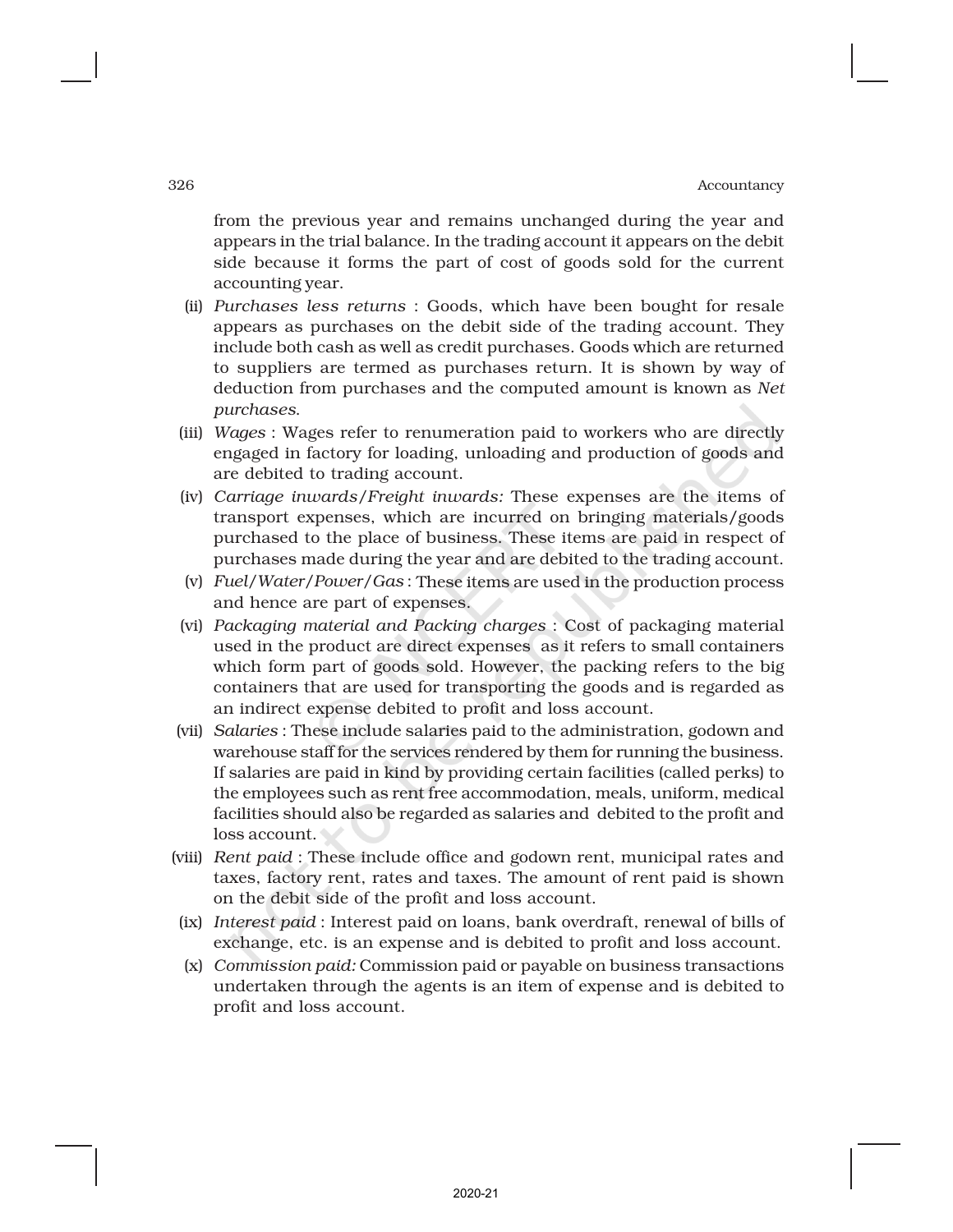from the previous year and remains unchanged during the year and appears in the trial balance. In the trading account it appears on the debit side because it forms the part of cost of goods sold for the current accounting year.

(ii) *Purchases less returns* : Goods, which have been bought for resale appears as purchases on the debit side of the trading account. They include both cash as well as credit purchases. Goods which are returned to suppliers are termed as purchases return. It is shown by way of deduction from purchases and the computed amount is known as *Net purchases*.

(iii) *Wages* : Wages refer to renumeration paid to workers who are directly engaged in factory for loading, unloading and production of goods and are debited to trading account.

(iv) *Carriage inwards/Freight inwards:* These expenses are the items of transport expenses, which are incurred on bringing materials/goods purchased to the place of business. These items are paid in respect of purchases made during the year and are debited to the trading account.

(v) *Fuel/Water/Power/Gas* : These items are used in the production process and hence are part of expenses.

(vi) *Packaging material and Packing charges* : Cost of packaging material used in the product are direct expenses as it refers to small containers which form part of goods sold. However, the packing refers to the big containers that are used for transporting the goods and is regarded as an indirect expense debited to profit and loss account.

(vii) *Salaries* : These include salaries paid to the administration, godown and warehouse staff for the services rendered by them for running the business. If salaries are paid in kind by providing certain facilities (called perks) to the employees such as rent free accommodation, meals, uniform, medical facilities should also be regarded as salaries and debited to the profit and loss account.

(viii) *Rent paid* : These include office and godown rent, municipal rates and taxes, factory rent, rates and taxes. The amount of rent paid is shown on the debit side of the profit and loss account.

(ix) *Interest paid* : Interest paid on loans, bank overdraft, renewal of bills of exchange, etc. is an expense and is debited to profit and loss account.

(x) *Commission paid:* Commission paid or payable on business transactions undertaken through the agents is an item of expense and is debited to profit and loss account.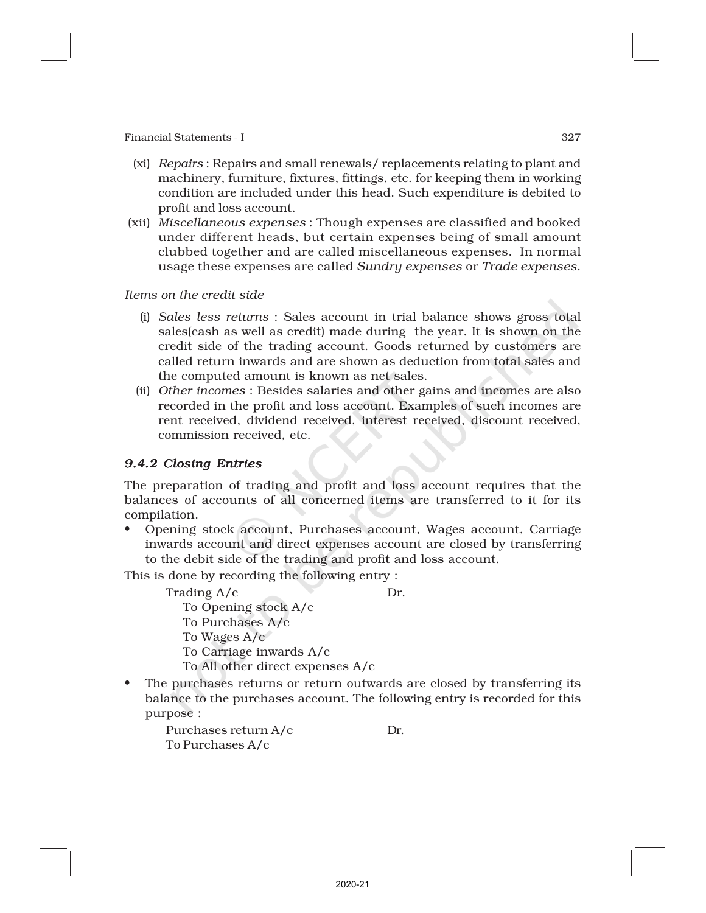(xi) *Repairs* : Repairs and small renewals/ replacements relating to plant and machinery, furniture, fixtures, fittings, etc. for keeping them in working condition are included under this head. Such expenditure is debited to profit and loss account.

(xii) *Miscellaneous expenses* : Though expenses are classified and booked under different heads, but certain expenses being of small amount clubbed together and are called miscellaneous expenses. In normal usage these expenses are called *Sundry expenses* or *Trade expenses*.

*Items on the credit side*

(i) *Sales less returns* : Sales account in trial balance shows gross total sales(cash as well as credit) made during the year. It is shown on the credit side of the trading account. Goods returned by customers are called return inwards and are shown as deduction from total sales and the computed amount is known as net sales.

(ii) *Other incomes* : Besides salaries and other gains and incomes are also recorded in the profit and loss account. Examples of such incomes are rent received, dividend received, interest received, discount received, commission received, etc.

### *9.4.2 Closing Entries*

The preparation of trading and profit and loss account requires that the balances of accounts of all concerned items are transferred to it for its compilation.

- Opening stock account, Purchases account, Wages account, Carriage inwards account and direct expenses account are closed by transferring to the debit side of the trading and profit and loss account.

This is done by recording the following entry :

```
Trading A/c                          Dr.
    To Opening stock A/c
    To Purchases A/c
    To Wages A/c
    To Carriage inwards A/c
    To All other direct expenses A/c
```

- The purchases returns or return outwards are closed by transferring its balance to the purchases account. The following entry is recorded for this purpose :

```
Purchases return A/c                 Dr.
To Purchases A/c
```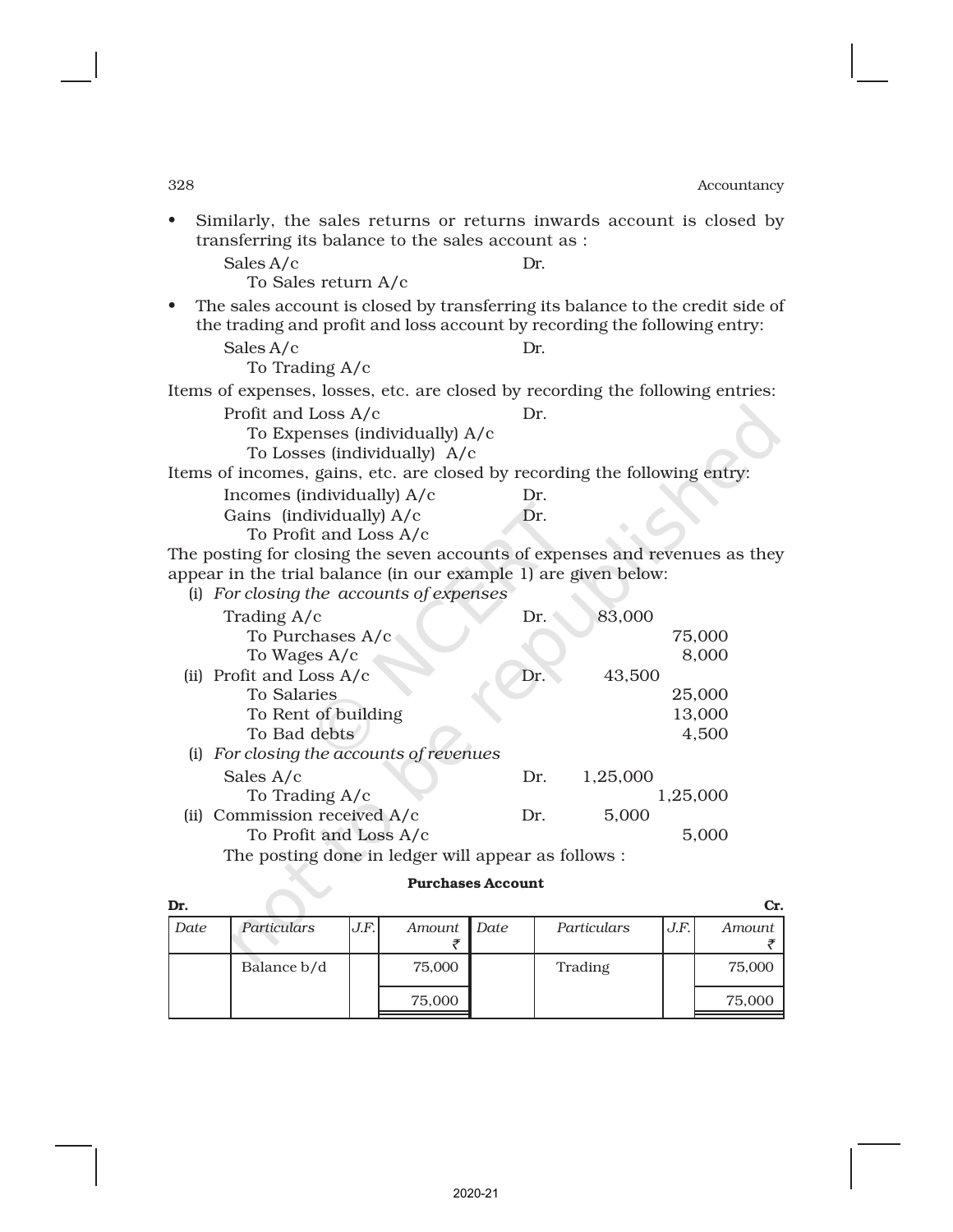- Similarly, the sales returns or returns inwards account is closed by transferring its balance to the sales account as :

  Sales A/c  Dr.
   To Sales return A/c

- The sales account is closed by transferring its balance to the credit side of the trading and profit and loss account by recording the following entry:

  Sales A/c  Dr.
   To Trading A/c

Items of expenses, losses, etc. are closed by recording the following entries:

Profit and Loss A/c  Dr.
 To Expenses (individually) A/c
 To Losses (individually) A/c

Items of incomes, gains, etc. are closed by recording the following entry:

Incomes (individually) A/c  Dr.
Gains (individually) A/c  Dr.
 To Profit and Loss A/c

The posting for closing the seven accounts of expenses and revenues as they appear in the trial balance (in our example 1) are given below:

(i) *For closing the accounts of expenses*

| | | Dr. | Cr. |
|---|---|---|---|
| | Trading A/c Dr. | 83,000 | |
| | To Purchases A/c | | 75,000 |
| | To Wages A/c | | 8,000 |
| (ii) | Profit and Loss A/c Dr. | 43,500 | |
| | To Salaries | | 25,000 |
| | To Rent of building | | 13,000 |
| | To Bad debts | | 4,500 |

(i) *For closing the accounts of revenues*

| | | Dr. | Cr. |
|---|---|---|---|
| | Sales A/c Dr. | 1,25,000 | |
| | To Trading A/c | | 1,25,000 |
| (ii) | Commission received A/c Dr. | 5,000 | |
| | To Profit and Loss A/c | | 5,000 |

The posting done in ledger will appear as follows :

**Purchases Account**

Dr. Cr.

| Date | Particulars | J.F. | Amount ₹ | Date | Particulars | J.F. | Amount ₹ |
|---|---|---|---|---|---|---|---|
| | Balance b/d | | 75,000 | | Trading | | 75,000 |
| | | | 75,000 | | | | 75,000 |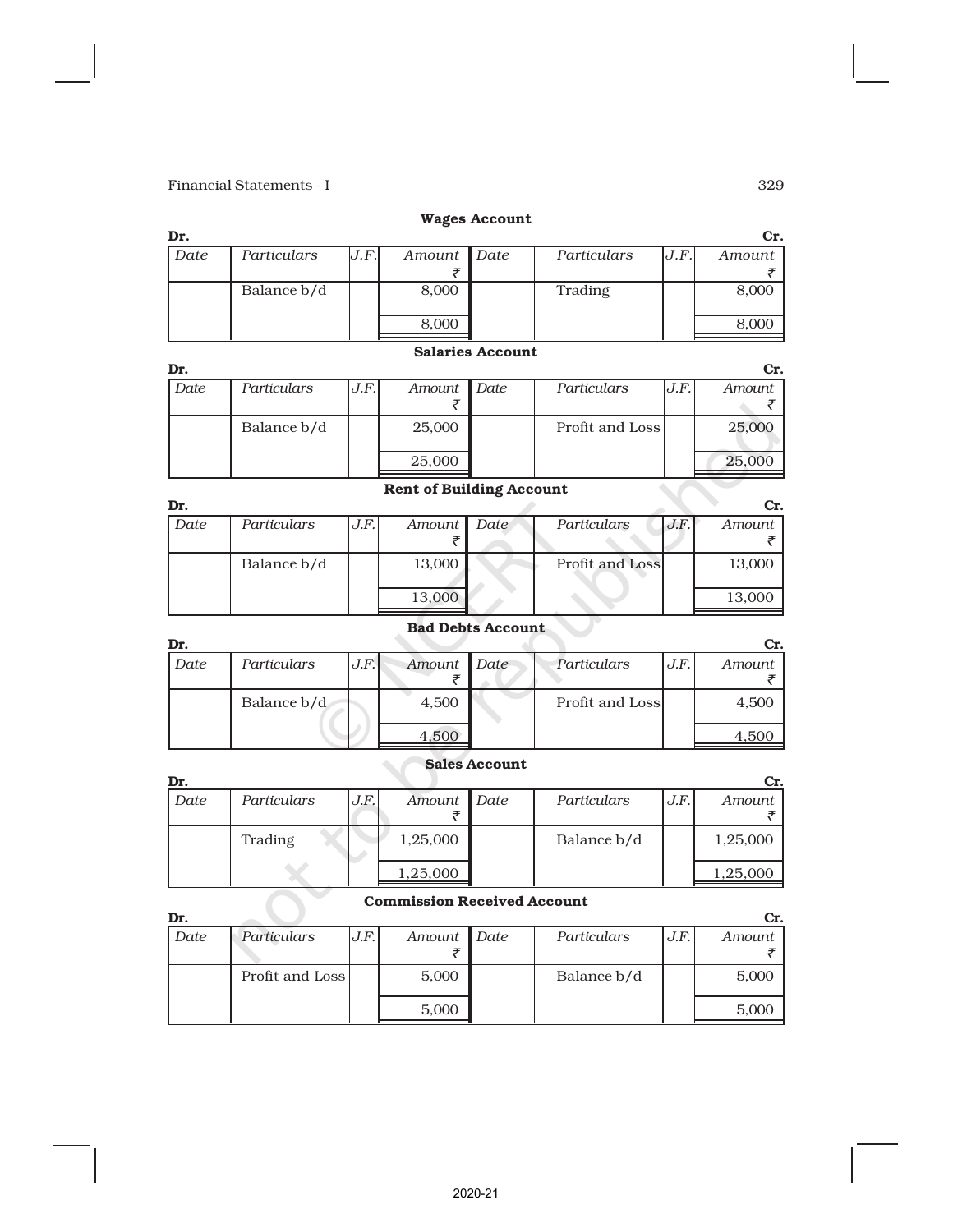### Wages Account

| Dr. | | | | | | | Cr. |
|---|---|---|---|---|---|---|---|
| *Date* | *Particulars* | *J.F.* | *Amount* ₹ | *Date* | *Particulars* | *J.F.* | *Amount* ₹ |
| | Balance b/d | | 8,000 | | Trading | | 8,000 |
| | | | 8,000 | | | | 8,000 |

### Salaries Account

| Dr. | | | | | | | Cr. |
|---|---|---|---|---|---|---|---|
| *Date* | *Particulars* | *J.F.* | *Amount* ₹ | *Date* | *Particulars* | *J.F.* | *Amount* ₹ |
| | Balance b/d | | 25,000 | | Profit and Loss | | 25,000 |
| | | | 25,000 | | | | 25,000 |

### Rent of Building Account

| Dr. | | | | | | | Cr. |
|---|---|---|---|---|---|---|---|
| *Date* | *Particulars* | *J.F.* | *Amount* ₹ | *Date* | *Particulars* | *J.F.* | *Amount* ₹ |
| | Balance b/d | | 13,000 | | Profit and Loss | | 13,000 |
| | | | 13,000 | | | | 13,000 |

### Bad Debts Account

| Dr. | | | | | | | Cr. |
|---|---|---|---|---|---|---|---|
| *Date* | *Particulars* | *J.F.* | *Amount* ₹ | *Date* | *Particulars* | *J.F.* | *Amount* ₹ |
| | Balance b/d | | 4,500 | | Profit and Loss | | 4,500 |
| | | | 4,500 | | | | 4,500 |

### Sales Account

| Dr. | | | | | | | Cr. |
|---|---|---|---|---|---|---|---|
| *Date* | *Particulars* | *J.F.* | *Amount* ₹ | *Date* | *Particulars* | *J.F.* | *Amount* ₹ |
| | Trading | | 1,25,000 | | Balance b/d | | 1,25,000 |
| | | | 1,25,000 | | | | 1,25,000 |

### Commission Received Account

| Dr. | | | | | | | Cr. |
|---|---|---|---|---|---|---|---|
| *Date* | *Particulars* | *J.F.* | *Amount* ₹ | *Date* | *Particulars* | *J.F.* | *Amount* ₹ |
| | Profit and Loss | | 5,000 | | Balance b/d | | 5,000 |
| | | | 5,000 | | | | 5,000 |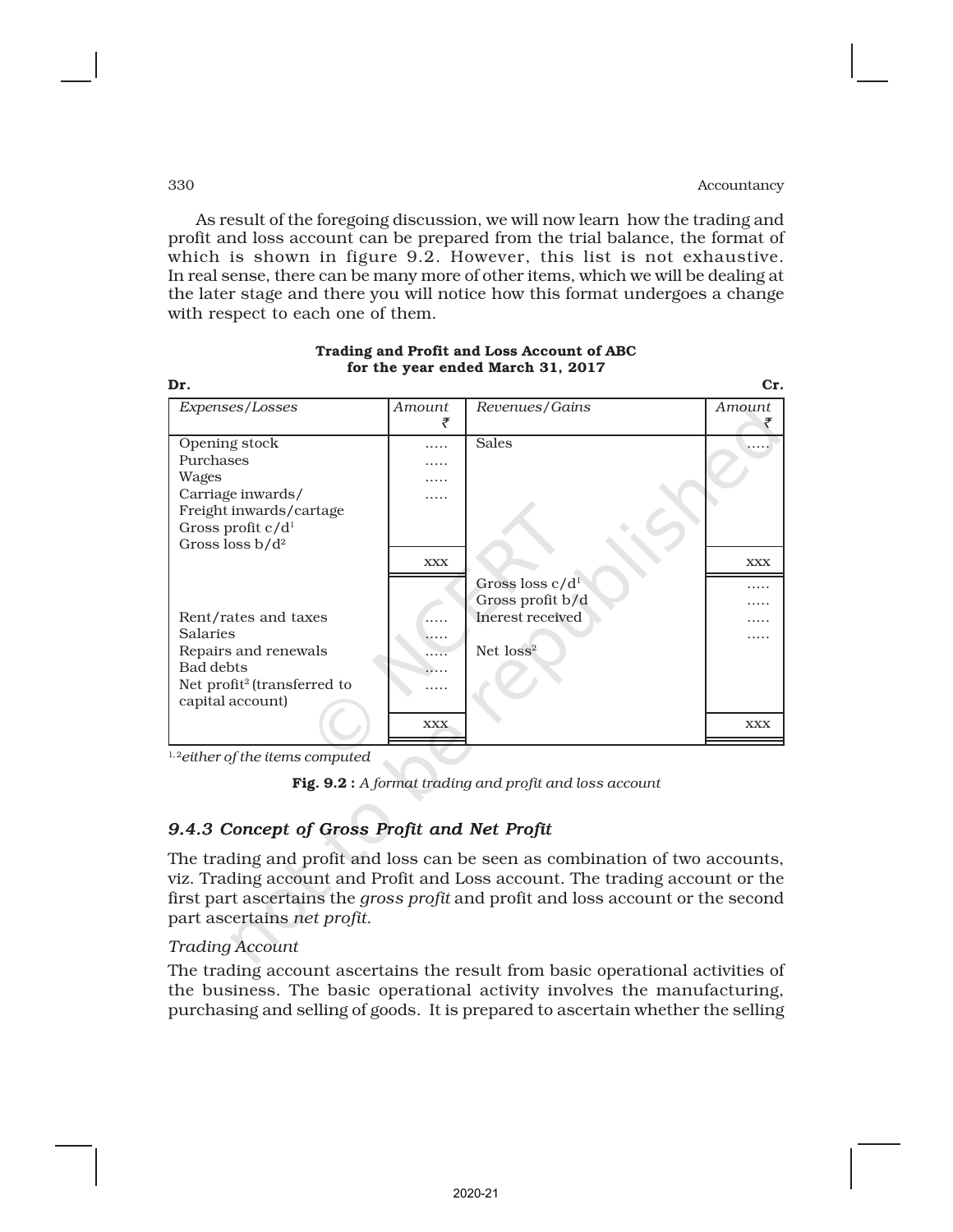As result of the foregoing discussion, we will now learn how the trading and profit and loss account can be prepared from the trial balance, the format of which is shown in figure 9.2. However, this list is not exhaustive. In real sense, there can be many more of other items, which we will be dealing at the later stage and there you will notice how this format undergoes a change with respect to each one of them.

**Trading and Profit and Loss Account of ABC**
**for the year ended March 31, 2017**

**Dr.** **Cr.**

| *Expenses/Losses* | *Amount* ₹ | *Revenues/Gains* | *Amount* ₹ |
|---|---|---|---|
| Opening stock | ..... | Sales | ..... |
| Purchases | ..... | | |
| Wages | ..... | | |
| Carriage inwards/ Freight inwards/cartage | ..... | | |
| Gross profit c/d[1] | | | |
| Gross loss b/d[2] | | | |
| | xxx | | xxx |
| | | Gross loss c/d[1] | ..... |
| | | Gross profit b/d | ..... |
| Rent/rates and taxes | ..... | Inerest received | ..... |
| Salaries | ..... | | ..... |
| Repairs and renewals | ..... | Net loss[2] | |
| Bad debts | ..... | | |
| Net profit[2] (transferred to capital account) | ..... | | |
| | xxx | | xxx |

[1,2] *either of the items computed*

**Fig. 9.2 :** *A format trading and profit and loss account*

### *9.4.3 Concept of Gross Profit and Net Profit*

The trading and profit and loss can be seen as combination of two accounts, viz. Trading account and Profit and Loss account. The trading account or the first part ascertains the *gross profit* and profit and loss account or the second part ascertains *net profit*.

*Trading Account*

The trading account ascertains the result from basic operational activities of the business. The basic operational activity involves the manufacturing, purchasing and selling of goods. It is prepared to ascertain whether the selling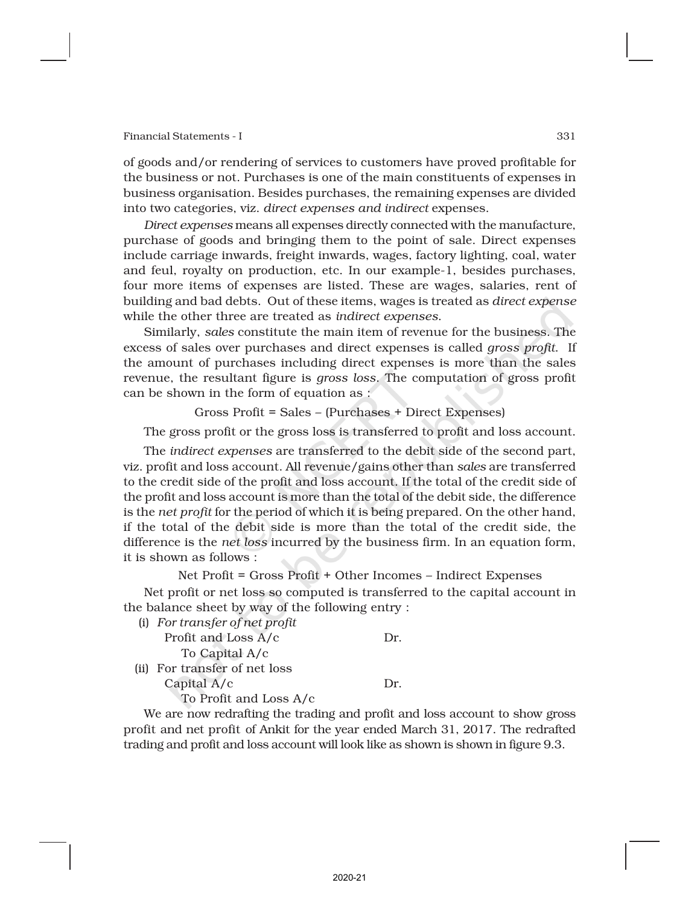of goods and/or rendering of services to customers have proved profitable for the business or not. Purchases is one of the main constituents of expenses in business organisation. Besides purchases, the remaining expenses are divided into two categories, viz. *direct expenses and indirect* expenses.

*Direct expenses* means all expenses directly connected with the manufacture, purchase of goods and bringing them to the point of sale. Direct expenses include carriage inwards, freight inwards, wages, factory lighting, coal, water and feul, royalty on production, etc. In our example-1, besides purchases, four more items of expenses are listed. These are wages, salaries, rent of building and bad debts. Out of these items, wages is treated as *direct expense* while the other three are treated as *indirect expenses*.

Similarly, *sales* constitute the main item of revenue for the business. The excess of sales over purchases and direct expenses is called *gross profit*. If the amount of purchases including direct expenses is more than the sales revenue, the resultant figure is *gross loss*. The computation of gross profit can be shown in the form of equation as :

Gross Profit = Sales – (Purchases + Direct Expenses)

The gross profit or the gross loss is transferred to profit and loss account.

The *indirect expenses* are transferred to the debit side of the second part, viz. profit and loss account. All revenue/gains other than *sales* are transferred to the credit side of the profit and loss account. If the total of the credit side of the profit and loss account is more than the total of the debit side, the difference is the *net profit* for the period of which it is being prepared. On the other hand, if the total of the debit side is more than the total of the credit side, the difference is the *net loss* incurred by the business firm. In an equation form, it is shown as follows :

Net Profit = Gross Profit + Other Incomes – Indirect Expenses

Net profit or net loss so computed is transferred to the capital account in the balance sheet by way of the following entry :

(i) *For transfer of net profit*

Profit and Loss A/c &nbsp;&nbsp;&nbsp;&nbsp;&nbsp;&nbsp;&nbsp;&nbsp;&nbsp;&nbsp;&nbsp;&nbsp; Dr.

&nbsp;&nbsp;&nbsp;&nbsp;To Capital A/c

(ii) For transfer of net loss

Capital A/c &nbsp;&nbsp;&nbsp;&nbsp;&nbsp;&nbsp;&nbsp;&nbsp;&nbsp;&nbsp;&nbsp;&nbsp;&nbsp;&nbsp;&nbsp;&nbsp;&nbsp;&nbsp;&nbsp;&nbsp;&nbsp;&nbsp; Dr.

&nbsp;&nbsp;&nbsp;&nbsp;To Profit and Loss A/c

We are now redrafting the trading and profit and loss account to show gross profit and net profit of Ankit for the year ended March 31, 2017. The redrafted trading and profit and loss account will look like as shown is shown in figure 9.3.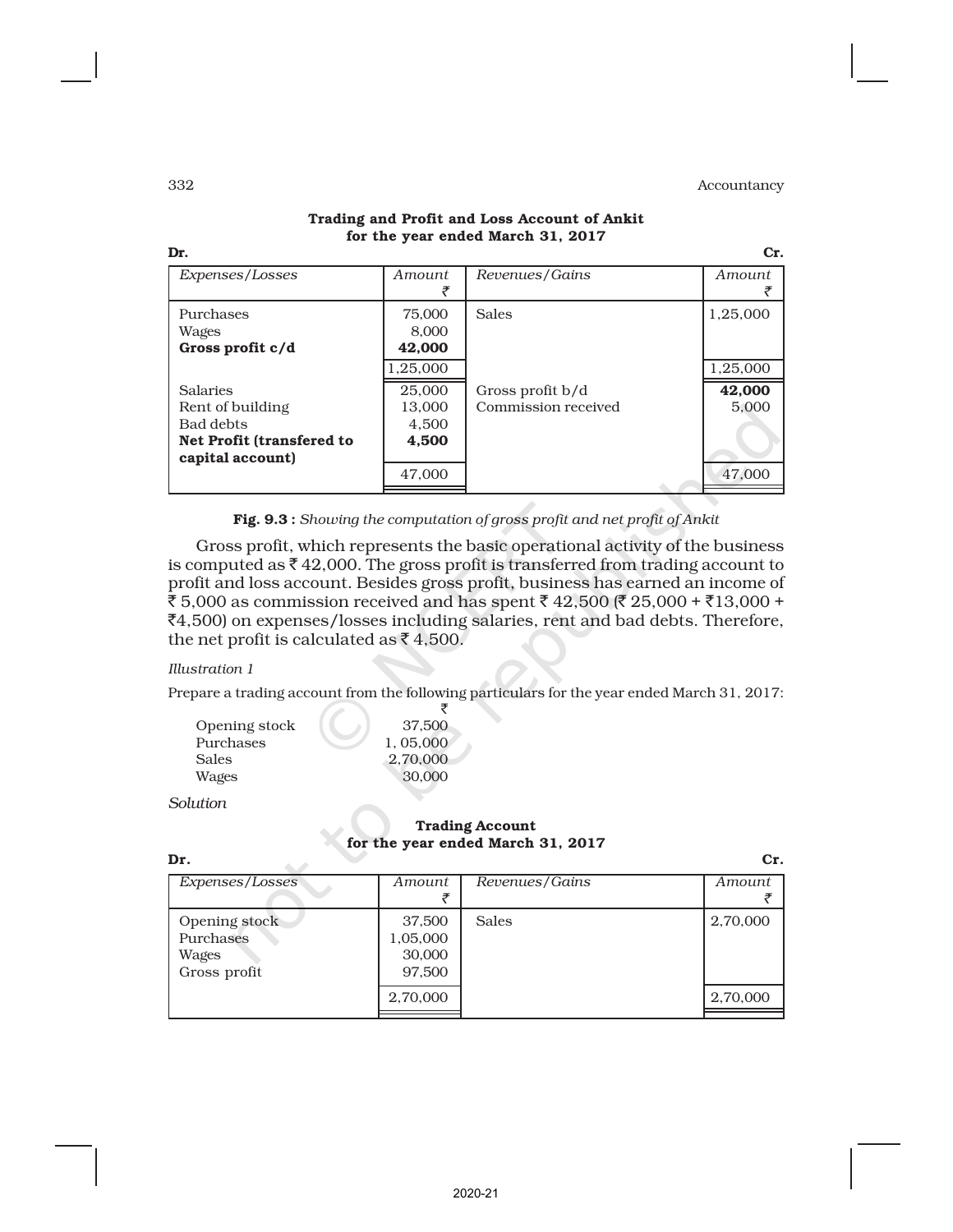**Trading and Profit and Loss Account of Ankit**
**for the year ended March 31, 2017**

Dr. Cr.

| *Expenses/Losses* | *Amount* ₹ | *Revenues/Gains* | *Amount* ₹ |
|---|---|---|---|
| Purchases | 75,000 | Sales | 1,25,000 |
| Wages | 8,000 | | |
| **Gross profit c/d** | **42,000** | | |
| | 1,25,000 | | 1,25,000 |
| Salaries | 25,000 | Gross profit b/d | **42,000** |
| Rent of building | 13,000 | Commission received | 5,000 |
| Bad debts | 4,500 | | |
| **Net Profit (transfered to capital account)** | **4,500** | | |
| | 47,000 | | 47,000 |

**Fig. 9.3 :** *Showing the computation of gross profit and net profit of Ankit*

Gross profit, which represents the basic operational activity of the business is computed as ₹ 42,000. The gross profit is transferred from trading account to profit and loss account. Besides gross profit, business has earned an income of ₹ 5,000 as commission received and has spent ₹ 42,500 (₹ 25,000 + ₹13,000 + ₹4,500) on expenses/losses including salaries, rent and bad debts. Therefore, the net profit is calculated as ₹ 4,500.

*Illustration 1*

Prepare a trading account from the following particulars for the year ended March 31, 2017:

| | ₹ |
|---|---|
| Opening stock | 37,500 |
| Purchases | 1, 05,000 |
| Sales | 2,70,000 |
| Wages | 30,000 |

*Solution*

**Trading Account**
**for the year ended March 31, 2017**

Dr. Cr.

| *Expenses/Losses* | *Amount* ₹ | *Revenues/Gains* | *Amount* ₹ |
|---|---|---|---|
| Opening stock | 37,500 | Sales | 2,70,000 |
| Purchases | 1,05,000 | | |
| Wages | 30,000 | | |
| Gross profit | 97,500 | | |
| | 2,70,000 | | 2,70,000 |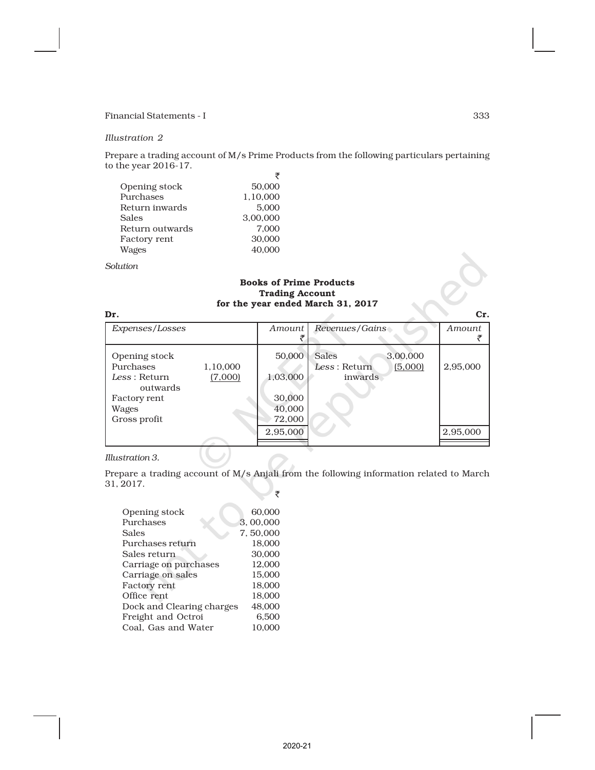*Illustration 2*

Prepare a trading account of M/s Prime Products from the following particulars pertaining to the year 2016-17.

| | ₹ |
|---|---|
| Opening stock | 50,000 |
| Purchases | 1,10,000 |
| Return inwards | 5,000 |
| Sales | 3,00,000 |
| Return outwards | 7,000 |
| Factory rent | 30,000 |
| Wages | 40,000 |

*Solution*

**Books of Prime Products**
**Trading Account**
**for the year ended March 31, 2017**

**Dr.** **Cr.**

| *Expenses/Losses* | | *Amount* ₹ | *Revenues/Gains* | | *Amount* ₹ |
|---|---|---|---|---|---|
| Opening stock | | 50,000 | Sales | 3,00,000 | |
| Purchases | 1,10,000 | | *Less* : Return inwards | (5,000) | 2,95,000 |
| *Less* : Return outwards | (7,000) | 1,03,000 | | | |
| Factory rent | | 30,000 | | | |
| Wages | | 40,000 | | | |
| Gross profit | | 72,000 | | | |
| | | 2,95,000 | | | 2,95,000 |

*Illustration 3.*

Prepare a trading account of M/s Anjali from the following information related to March 31, 2017.

| | ₹ |
|---|---|
| Opening stock | 60,000 |
| Purchases | 3, 00,000 |
| Sales | 7, 50,000 |
| Purchases return | 18,000 |
| Sales return | 30,000 |
| Carriage on purchases | 12,000 |
| Carriage on sales | 15,000 |
| Factory rent | 18,000 |
| Office rent | 18,000 |
| Dock and Clearing charges | 48,000 |
| Freight and Octroi | 6,500 |
| Coal, Gas and Water | 10,000 |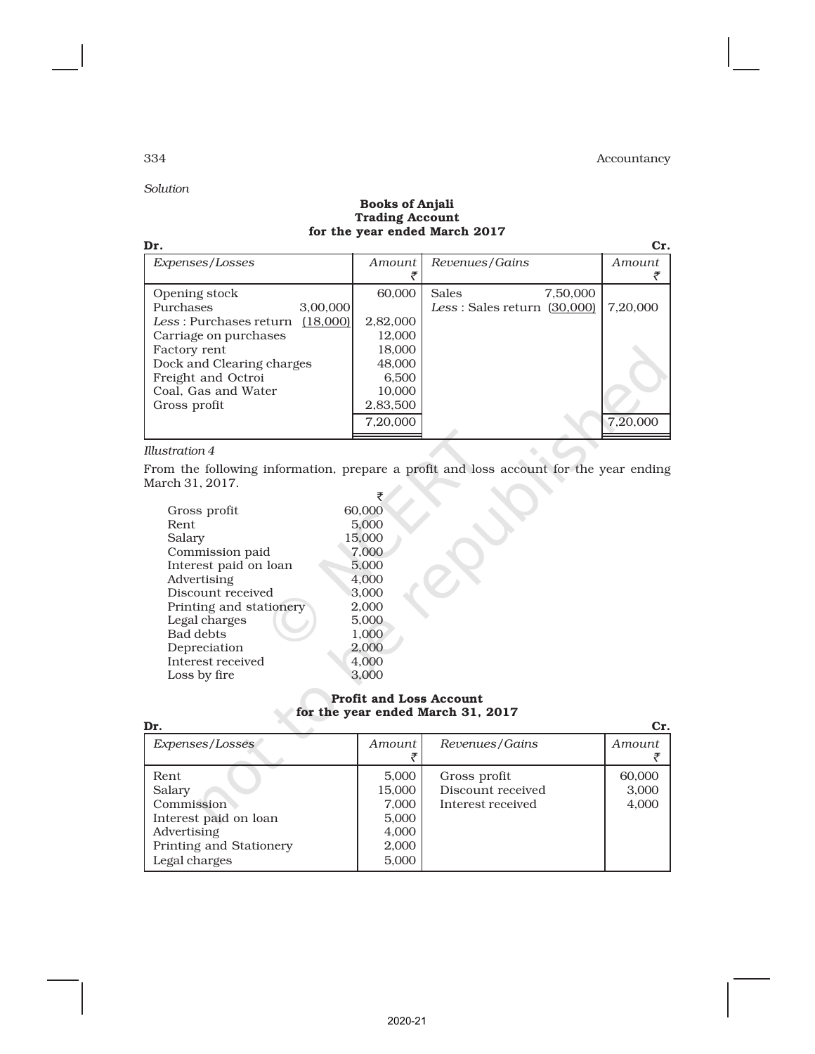*Solution*

**Books of Anjali**
**Trading Account**
**for the year ended March 2017**

| Dr. | | | | | Cr. |
|---|---|---|---|---|---|
| *Expenses/Losses* | | *Amount* ₹ | *Revenues/Gains* | | *Amount* ₹ |
| Opening stock | | 60,000 | Sales | 7,50,000 | |
| Purchases | 3,00,000 | | *Less* : Sales return | (30,000) | 7,20,000 |
| *Less* : Purchases return | (18,000) | 2,82,000 | | | |
| Carriage on purchases | | 12,000 | | | |
| Factory rent | | 18,000 | | | |
| Dock and Clearing charges | | 48,000 | | | |
| Freight and Octroi | | 6,500 | | | |
| Coal, Gas and Water | | 10,000 | | | |
| Gross profit | | 2,83,500 | | | |
| | | 7,20,000 | | | 7,20,000 |

*Illustration 4*

From the following information, prepare a profit and loss account for the year ending March 31, 2017.

| | ₹ |
|---|---|
| Gross profit | 60,000 |
| Rent | 5,000 |
| Salary | 15,000 |
| Commission paid | 7,000 |
| Interest paid on loan | 5,000 |
| Advertising | 4,000 |
| Discount received | 3,000 |
| Printing and stationery | 2,000 |
| Legal charges | 5,000 |
| Bad debts | 1,000 |
| Depreciation | 2,000 |
| Interest received | 4,000 |
| Loss by fire | 3,000 |

**Profit and Loss Account**
**for the year ended March 31, 2017**

| Dr. | | | Cr. |
|---|---|---|---|
| *Expenses/Losses* | *Amount* ₹ | *Revenues/Gains* | *Amount* ₹ |
| Rent | 5,000 | Gross profit | 60,000 |
| Salary | 15,000 | Discount received | 3,000 |
| Commission | 7,000 | Interest received | 4,000 |
| Interest paid on loan | 5,000 | | |
| Advertising | 4,000 | | |
| Printing and Stationery | 2,000 | | |
| Legal charges | 5,000 | | |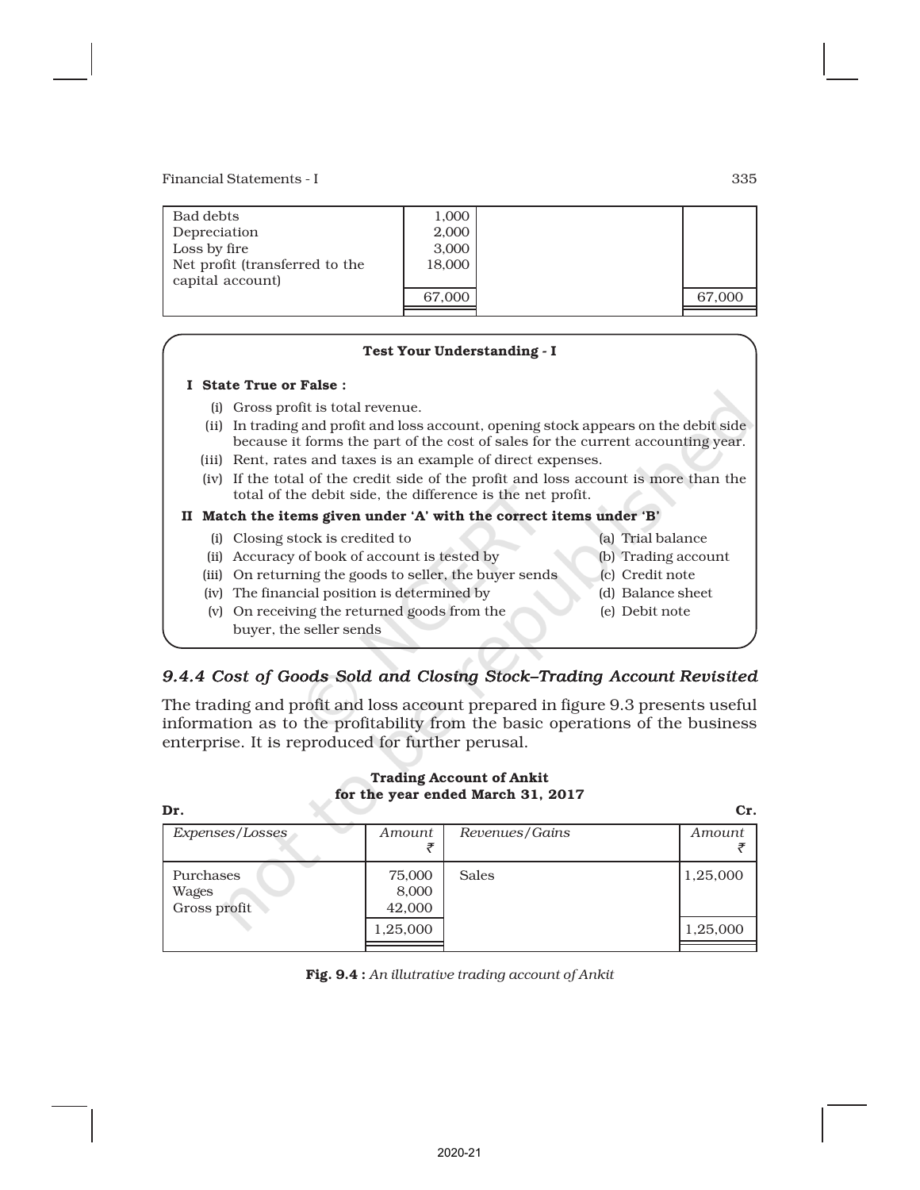| | | | |
|---|---|---|---|
| Bad debts | 1,000 | | |
| Depreciation | 2,000 | | |
| Loss by fire | 3,000 | | |
| Net profit (transferred to the capital account) | 18,000 | | |
| | 67,000 | | 67,000 |

**Test Your Understanding - I**

**I State True or False :**

(i) Gross profit is total revenue.

(ii) In trading and profit and loss account, opening stock appears on the debit side because it forms the part of the cost of sales for the current accounting year.

(iii) Rent, rates and taxes is an example of direct expenses.

(iv) If the total of the credit side of the profit and loss account is more than the total of the debit side, the difference is the net profit.

**II Match the items given under 'A' with the correct items under 'B'**

| A | B |
|---|---|
| (i) Closing stock is credited to | (a) Trial balance |
| (ii) Accuracy of book of account is tested by | (b) Trading account |
| (iii) On returning the goods to seller, the buyer sends | (c) Credit note |
| (iv) The financial position is determined by | (d) Balance sheet |
| (v) On receiving the returned goods from the buyer, the seller sends | (e) Debit note |

### *9.4.4 Cost of Goods Sold and Closing Stock–Trading Account Revisited*

The trading and profit and loss account prepared in figure 9.3 presents useful information as to the profitability from the basic operations of the business enterprise. It is reproduced for further perusal.

**Trading Account of Ankit**
**for the year ended March 31, 2017**

Dr. Cr.

| *Expenses/Losses* | *Amount* ₹ | *Revenues/Gains* | *Amount* ₹ |
|---|---|---|---|
| Purchases | 75,000 | Sales | 1,25,000 |
| Wages | 8,000 | | |
| Gross profit | 42,000 | | |
| | 1,25,000 | | 1,25,000 |

**Fig. 9.4 :** *An illustrative trading account of Ankit*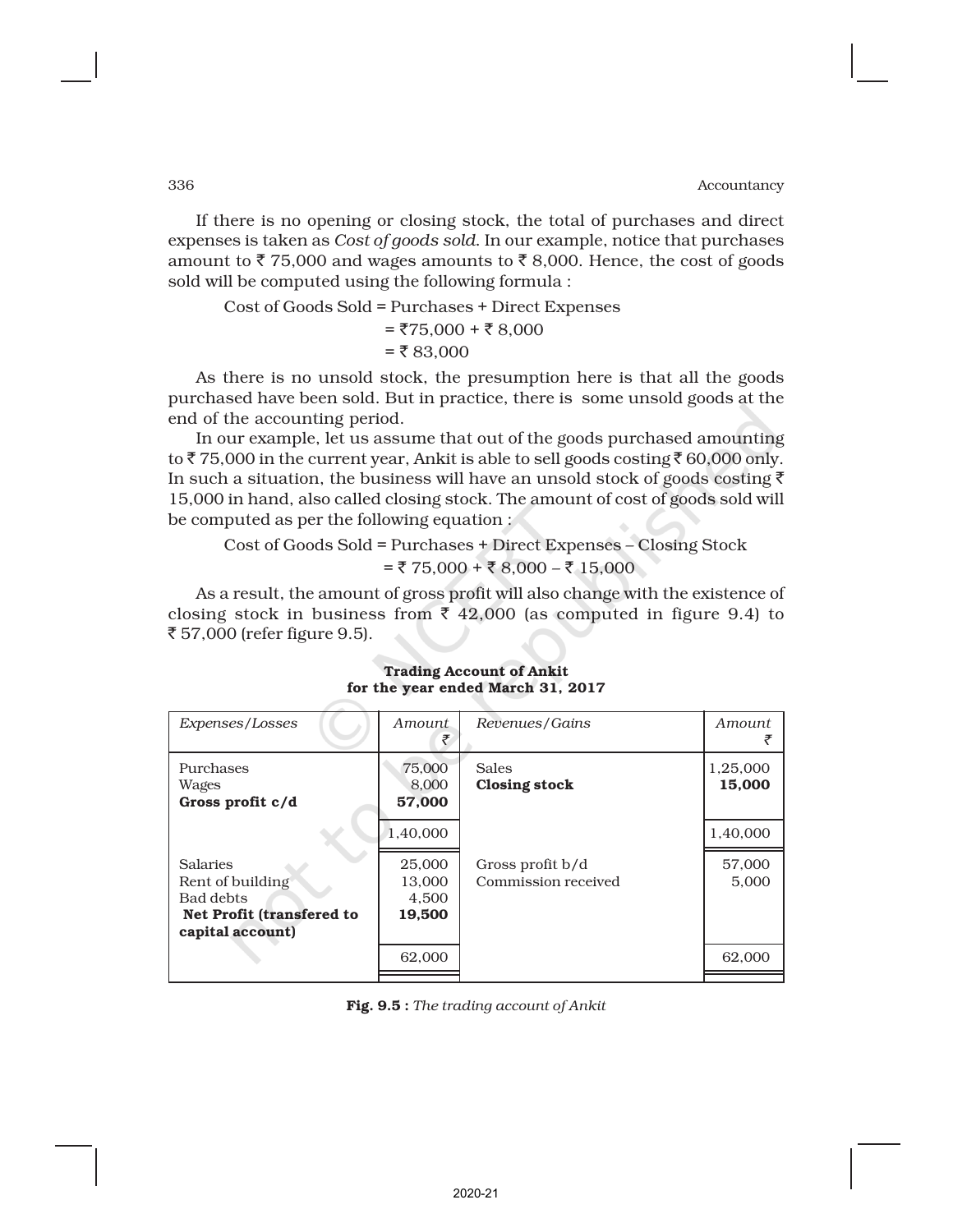If there is no opening or closing stock, the total of purchases and direct expenses is taken as *Cost of goods sold*. In our example, notice that purchases amount to ₹ 75,000 and wages amounts to ₹ 8,000. Hence, the cost of goods sold will be computed using the following formula :

Cost of Goods Sold = Purchases + Direct Expenses
= ₹75,000 + ₹ 8,000
= ₹ 83,000

As there is no unsold stock, the presumption here is that all the goods purchased have been sold. But in practice, there is some unsold goods at the end of the accounting period.

In our example, let us assume that out of the goods purchased amounting to ₹ 75,000 in the current year, Ankit is able to sell goods costing ₹ 60,000 only. In such a situation, the business will have an unsold stock of goods costing ₹ 15,000 in hand, also called closing stock. The amount of cost of goods sold will be computed as per the following equation :

Cost of Goods Sold = Purchases + Direct Expenses – Closing Stock
= ₹ 75,000 + ₹ 8,000 – ₹ 15,000

As a result, the amount of gross profit will also change with the existence of closing stock in business from ₹ 42,000 (as computed in figure 9.4) to ₹ 57,000 (refer figure 9.5).

**Trading Account of Ankit**
**for the year ended March 31, 2017**

| *Expenses/Losses* | *Amount* ₹ | *Revenues/Gains* | *Amount* ₹ |
|---|---|---|---|
| Purchases | 75,000 | Sales | 1,25,000 |
| Wages | 8,000 | **Closing stock** | **15,000** |
| **Gross profit c/d** | **57,000** | | |
| | 1,40,000 | | 1,40,000 |
| Salaries | 25,000 | Gross profit b/d | 57,000 |
| Rent of building | 13,000 | Commission received | 5,000 |
| Bad debts | 4,500 | | |
| **Net Profit (transfered to capital account)** | **19,500** | | |
| | 62,000 | | 62,000 |

**Fig. 9.5 :** *The trading account of Ankit*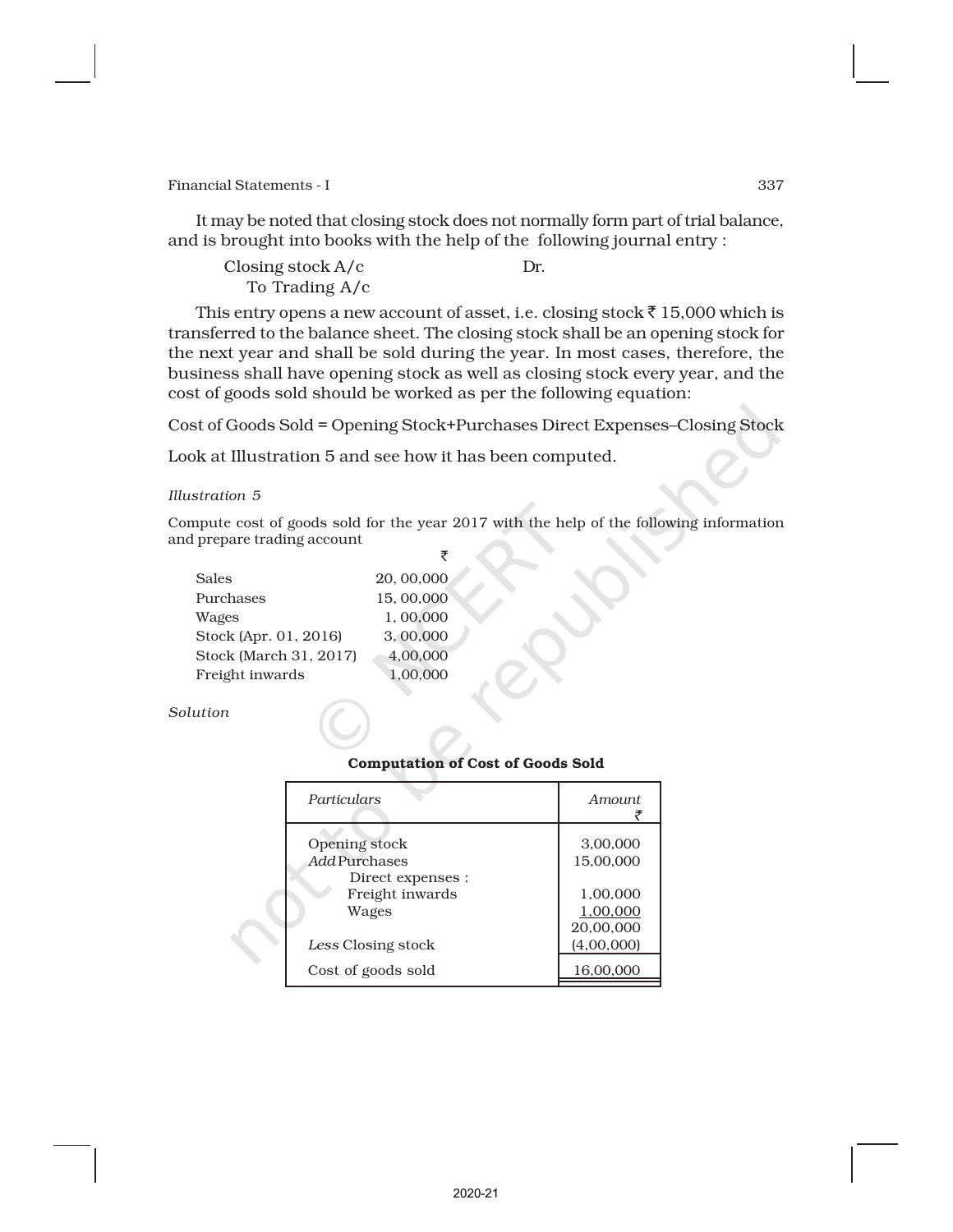It may be noted that closing stock does not normally form part of trial balance, and is brought into books with the help of the following journal entry :

Closing stock A/c                                    Dr.
    To Trading A/c

This entry opens a new account of asset, i.e. closing stock ₹ 15,000 which is transferred to the balance sheet. The closing stock shall be an opening stock for the next year and shall be sold during the year. In most cases, therefore, the business shall have opening stock as well as closing stock every year, and the cost of goods sold should be worked as per the following equation:

Cost of Goods Sold = Opening Stock+Purchases Direct Expenses–Closing Stock

Look at Illustration 5 and see how it has been computed.

*Illustration 5*

Compute cost of goods sold for the year 2017 with the help of the following information and prepare trading account

| | ₹ |
|---|---|
| Sales | 20, 00,000 |
| Purchases | 15, 00,000 |
| Wages | 1, 00,000 |
| Stock (Apr. 01, 2016) | 3, 00,000 |
| Stock (March 31, 2017) | 4,00,000 |
| Freight inwards | 1,00,000 |

*Solution*

**Computation of Cost of Goods Sold**

| *Particulars* | *Amount* ₹ |
|---|---|
| Opening stock | 3,00,000 |
| *Add* Purchases | 15,00,000 |
| Direct expenses : | |
| Freight inwards | 1,00,000 |
| Wages | 1,00,000 |
| | 20,00,000 |
| *Less* Closing stock | (4,00,000) |
| Cost of goods sold | 16,00,000 |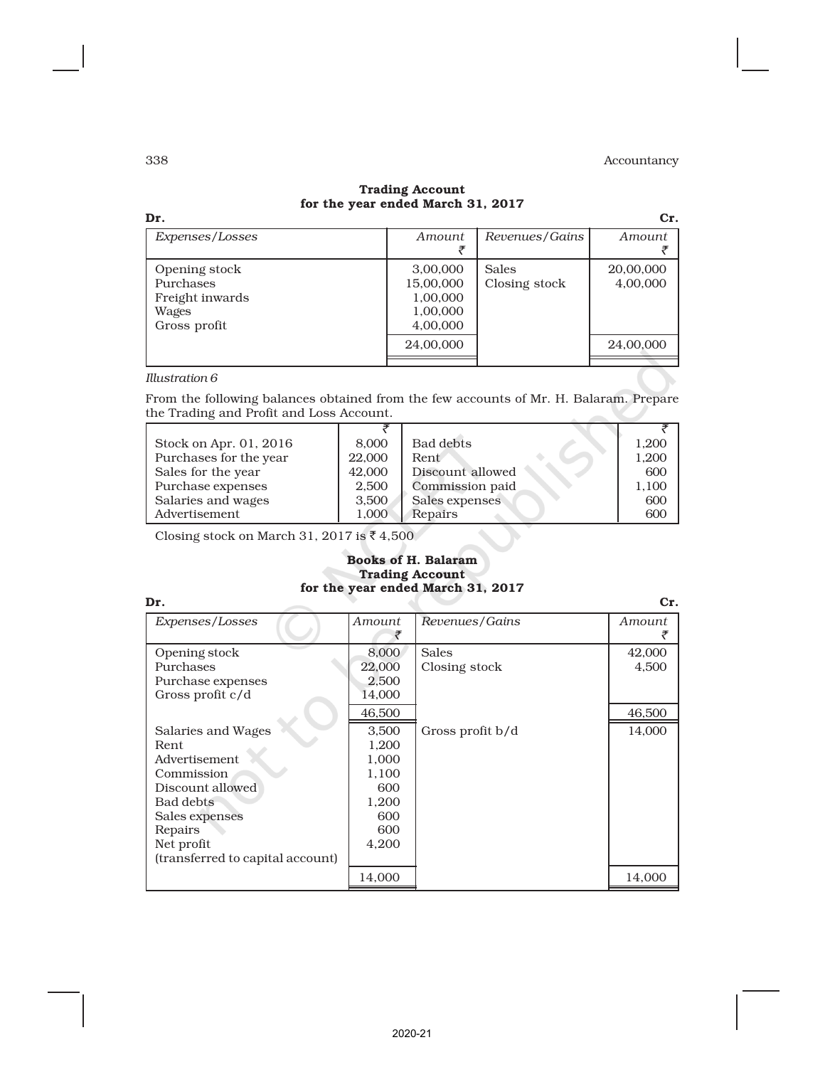**Trading Account**
**for the year ended March 31, 2017**

Dr. Cr.

| Expenses/Losses | Amount ₹ | Revenues/Gains | Amount ₹ |
|---|---|---|---|
| Opening stock | 3,00,000 | Sales | 20,00,000 |
| Purchases | 15,00,000 | Closing stock | 4,00,000 |
| Freight inwards | 1,00,000 | | |
| Wages | 1,00,000 | | |
| Gross profit | 4,00,000 | | |
| | 24,00,000 | | 24,00,000 |

*Illustration 6*

From the following balances obtained from the few accounts of Mr. H. Balaram. Prepare the Trading and Profit and Loss Account.

| | ₹ | | ₹ |
|---|---|---|---|
| Stock on Apr. 01, 2016 | 8,000 | Bad debts | 1,200 |
| Purchases for the year | 22,000 | Rent | 1,200 |
| Sales for the year | 42,000 | Discount allowed | 600 |
| Purchase expenses | 2,500 | Commission paid | 1,100 |
| Salaries and wages | 3,500 | Sales expenses | 600 |
| Advertisement | 1,000 | Repairs | 600 |

Closing stock on March 31, 2017 is ₹ 4,500

**Books of H. Balaram**
**Trading Account**
**for the year ended March 31, 2017**

Dr. Cr.

| Expenses/Losses | Amount ₹ | Revenues/Gains | Amount ₹ |
|---|---|---|---|
| Opening stock | 8,000 | Sales | 42,000 |
| Purchases | 22,000 | Closing stock | 4,500 |
| Purchase expenses | 2,500 | | |
| Gross profit c/d | 14,000 | | |
| | 46,500 | | 46,500 |
| Salaries and Wages | 3,500 | Gross profit b/d | 14,000 |
| Rent | 1,200 | | |
| Advertisement | 1,000 | | |
| Commission | 1,100 | | |
| Discount allowed | 600 | | |
| Bad debts | 1,200 | | |
| Sales expenses | 600 | | |
| Repairs | 600 | | |
| Net profit (transferred to capital account) | 4,200 | | |
| | 14,000 | | 14,000 |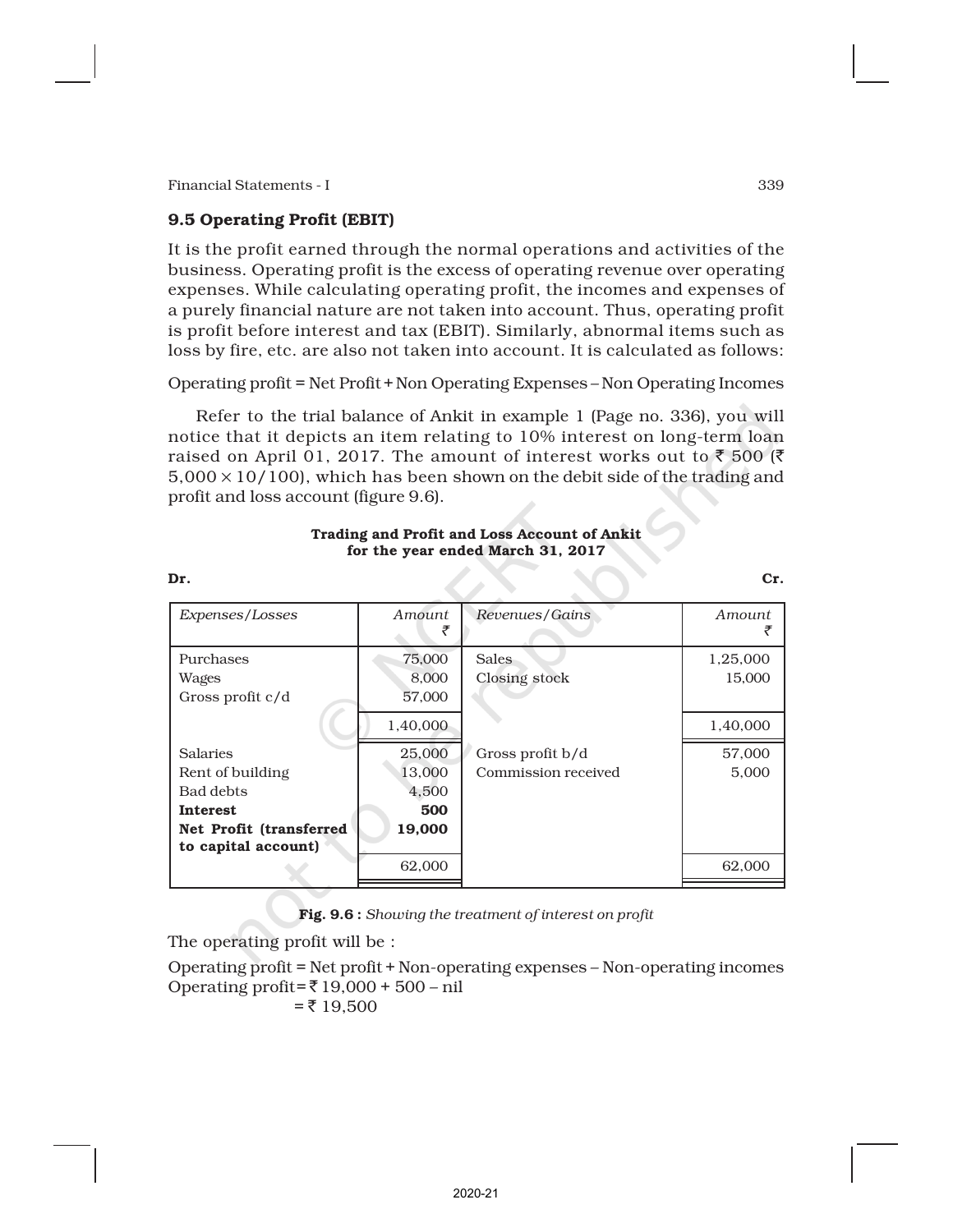### 9.5 Operating Profit (EBIT)

It is the profit earned through the normal operations and activities of the business. Operating profit is the excess of operating revenue over operating expenses. While calculating operating profit, the incomes and expenses of a purely financial nature are not taken into account. Thus, operating profit is profit before interest and tax (EBIT). Similarly, abnormal items such as loss by fire, etc. are also not taken into account. It is calculated as follows:

Operating profit = Net Profit + Non Operating Expenses – Non Operating Incomes

Refer to the trial balance of Ankit in example 1 (Page no. 336), you will notice that it depicts an item relating to 10% interest on long-term loan raised on April 01, 2017. The amount of interest works out to ₹ 500 (₹ $5{,}000 \times 10/100$), which has been shown on the debit side of the trading and profit and loss account (figure 9.6).

**Trading and Profit and Loss Account of Ankit for the year ended March 31, 2017**

**Dr.** **Cr.**

| *Expenses/Losses* | *Amount* ₹ | *Revenues/Gains* | *Amount* ₹ |
|---|---|---|---|
| Purchases | 75,000 | Sales | 1,25,000 |
| Wages | 8,000 | Closing stock | 15,000 |
| Gross profit c/d | 57,000 | | |
| | 1,40,000 | | 1,40,000 |
| Salaries | 25,000 | Gross profit b/d | 57,000 |
| Rent of building | 13,000 | Commission received | 5,000 |
| Bad debts | 4,500 | | |
| **Interest** | **500** | | |
| **Net Profit (transferred to capital account)** | **19,000** | | |
| | 62,000 | | 62,000 |

**Fig. 9.6 :** *Showing the treatment of interest on profit*

The operating profit will be :

Operating profit = Net profit + Non-operating expenses – Non-operating incomes
Operating profit = ₹ 19,000 + 500 – nil
= ₹ 19,500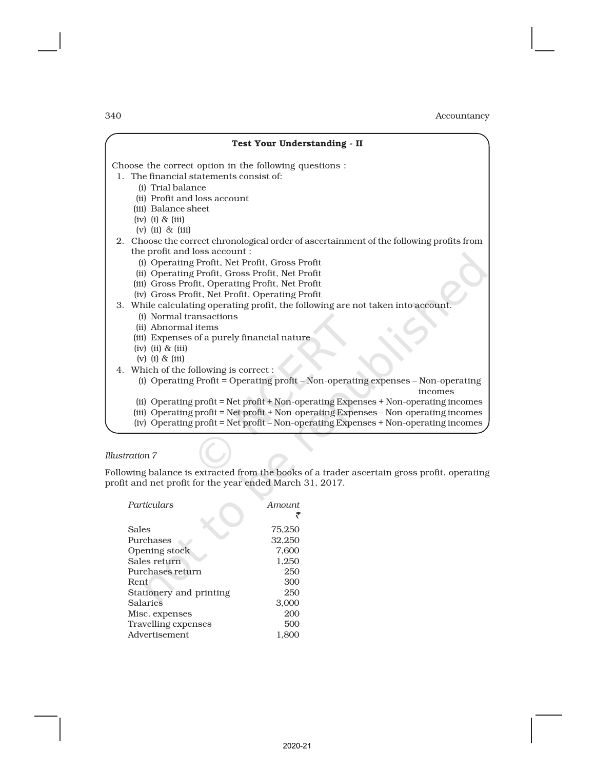### Test Your Understanding - II

Choose the correct option in the following questions :

1. The financial statements consist of:
   - (i) Trial balance
   - (ii) Profit and loss account
   - (iii) Balance sheet
   - (iv) (i) & (iii)
   - (v) (ii) & (iii)
2. Choose the correct chronological order of ascertainment of the following profits from the profit and loss account :
   - (i) Operating Profit, Net Profit, Gross Profit
   - (ii) Operating Profit, Gross Profit, Net Profit
   - (iii) Gross Profit, Operating Profit, Net Profit
   - (iv) Gross Profit, Net Profit, Operating Profit
3. While calculating operating profit, the following are not taken into account.
   - (i) Normal transactions
   - (ii) Abnormal items
   - (iii) Expenses of a purely financial nature
   - (iv) (ii) & (iii)
   - (v) (i) & (iii)
4. Which of the following is correct :
   - (i) Operating Profit = Operating profit – Non-operating expenses – Non-operating incomes
   - (ii) Operating profit = Net profit + Non-operating Expenses + Non-operating incomes
   - (iii) Operating profit = Net profit + Non-operating Expenses – Non-operating incomes
   - (iv) Operating profit = Net profit – Non-operating Expenses + Non-operating incomes

*Illustration 7*

Following balance is extracted from the books of a trader ascertain gross profit, operating profit and net profit for the year ended March 31, 2017.

| *Particulars* | *Amount* ₹ |
|---|---:|
| Sales | 75,250 |
| Purchases | 32,250 |
| Opening stock | 7,600 |
| Sales return | 1,250 |
| Purchases return | 250 |
| Rent | 300 |
| Stationery and printing | 250 |
| Salaries | 3,000 |
| Misc. expenses | 200 |
| Travelling expenses | 500 |
| Advertisement | 1,800 |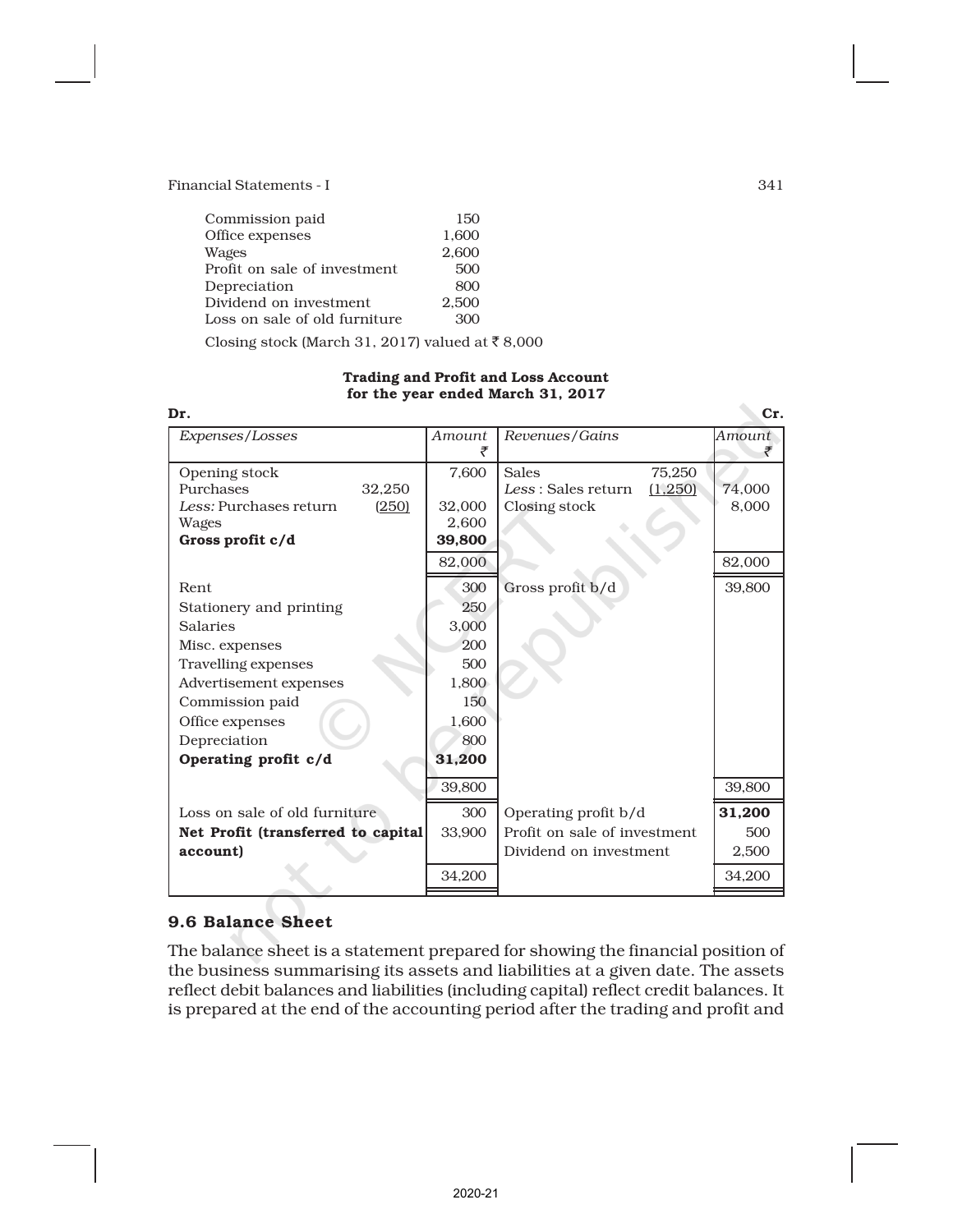| | |
|---|---|
| Commission paid | 150 |
| Office expenses | 1,600 |
| Wages | 2,600 |
| Profit on sale of investment | 500 |
| Depreciation | 800 |
| Dividend on investment | 2,500 |
| Loss on sale of old furniture | 300 |

Closing stock (March 31, 2017) valued at ₹ 8,000

**Trading and Profit and Loss Account for the year ended March 31, 2017**

Dr. Cr.

| *Expenses/Losses* | | Amount ₹ | *Revenues/Gains* | | Amount ₹ |
|---|---|---|---|---|---|
| Opening stock | | 7,600 | Sales | 75,250 | |
| Purchases | 32,250 | | *Less* : Sales return | (1,250) | 74,000 |
| *Less:* Purchases return | (250) | 32,000 | Closing stock | | 8,000 |
| Wages | | 2,600 | | | |
| **Gross profit c/d** | | **39,800** | | | |
| | | 82,000 | | | 82,000 |
| Rent | | 300 | Gross profit b/d | | 39,800 |
| Stationery and printing | | 250 | | | |
| Salaries | | 3,000 | | | |
| Misc. expenses | | 200 | | | |
| Travelling expenses | | 500 | | | |
| Advertisement expenses | | 1,800 | | | |
| Commission paid | | 150 | | | |
| Office expenses | | 1,600 | | | |
| Depreciation | | 800 | | | |
| **Operating profit c/d** | | **31,200** | | | |
| | | 39,800 | | | 39,800 |
| Loss on sale of old furniture | | 300 | Operating profit b/d | | **31,200** |
| **Net Profit (transferred to capital account)** | | 33,900 | Profit on sale of investment | | 500 |
| | | | Dividend on investment | | 2,500 |
| | | 34,200 | | | 34,200 |

## 9.6 Balance Sheet

The balance sheet is a statement prepared for showing the financial position of the business summarising its assets and liabilities at a given date. The assets reflect debit balances and liabilities (including capital) reflect credit balances. It is prepared at the end of the accounting period after the trading and profit and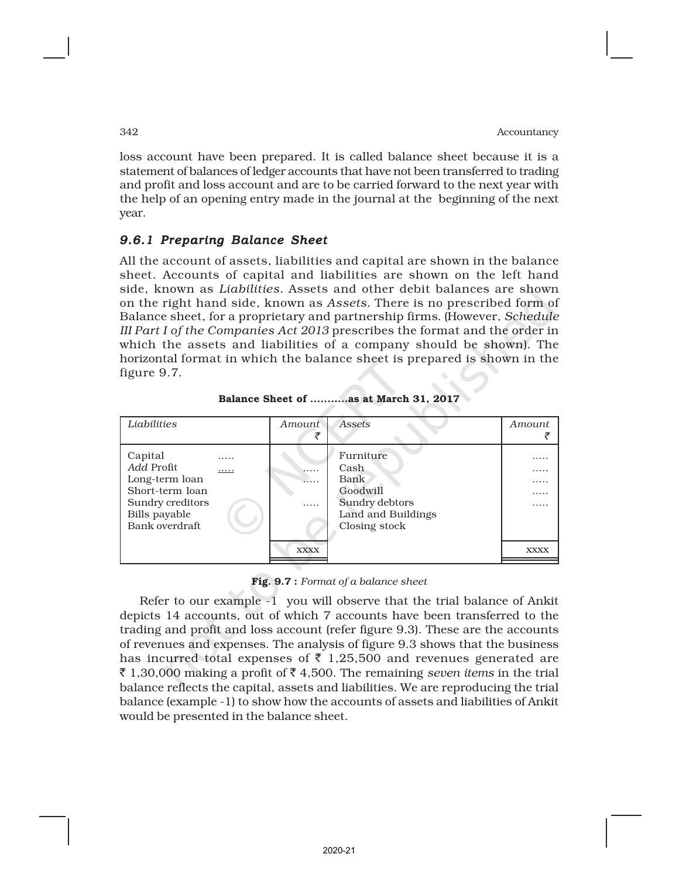loss account have been prepared. It is called balance sheet because it is a statement of balances of ledger accounts that have not been transferred to trading and profit and loss account and are to be carried forward to the next year with the help of an opening entry made in the journal at the beginning of the next year.

### *9.6.1 Preparing Balance Sheet*

All the account of assets, liabilities and capital are shown in the balance sheet. Accounts of capital and liabilities are shown on the left hand side, known as *Liabilities.* Assets and other debit balances are shown on the right hand side, known as *Assets.* There is no prescribed form of Balance sheet, for a proprietary and partnership firms. (However, *Schedule III Part I of the Companies Act 2013* prescribes the format and the order in which the assets and liabilities of a company should be shown). The horizontal format in which the balance sheet is prepared is shown in the figure 9.7.

**Balance Sheet of ...........as at March 31, 2017**

| *Liabilities* | | *Amount* ₹ | *Assets* | *Amount* ₹ |
|---|---|---|---|---|
| Capital | ..... | | Furniture | ..... |
| *Add* Profit | ..... | ..... | Cash | ..... |
| Long-term loan | | ..... | Bank | ..... |
| Short-term loan | | | Goodwill | ..... |
| Sundry creditors | | ..... | Sundry debtors | ..... |
| Bills payable | | | Land and Buildings | |
| Bank overdraft | | | Closing stock | |
| | | xxxx | | xxxx |

**Fig. 9.7 :** *Format of a balance sheet*

Refer to our example -1 you will observe that the trial balance of Ankit depicts 14 accounts, out of which 7 accounts have been transferred to the trading and profit and loss account (refer figure 9.3). These are the accounts of revenues and expenses. The analysis of figure 9.3 shows that the business has incurred total expenses of ₹ 1,25,500 and revenues generated are ₹ 1,30,000 making a profit of ₹ 4,500. The remaining *seven items* in the trial balance reflects the capital, assets and liabilities. We are reproducing the trial balance (example -1) to show how the accounts of assets and liabilities of Ankit would be presented in the balance sheet.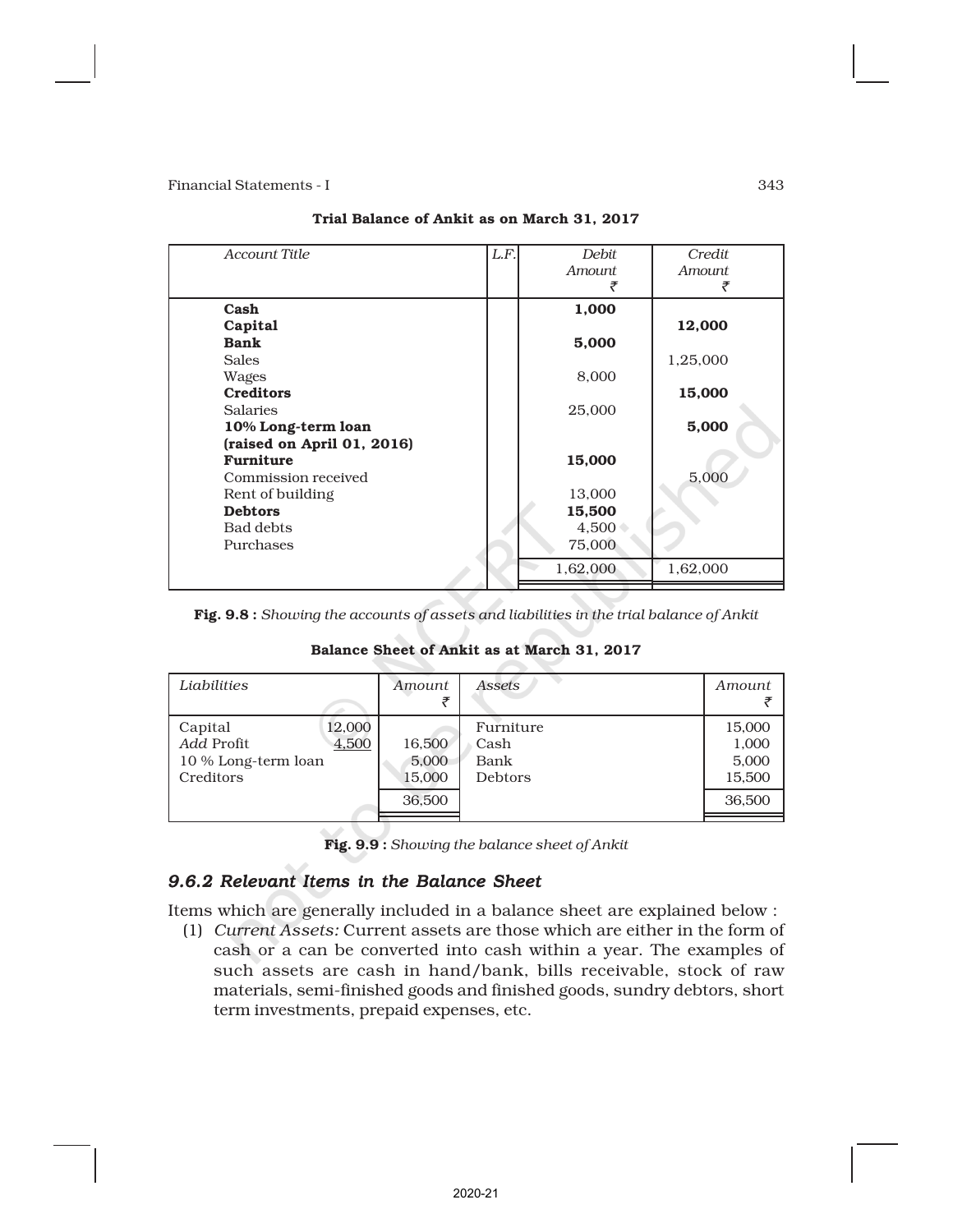**Trial Balance of Ankit as on March 31, 2017**

| Account Title | L.F. | Debit Amount ₹ | Credit Amount ₹ |
|---|---|---|---|
| **Cash** | | **1,000** | |
| **Capital** | | | **12,000** |
| **Bank** | | **5,000** | |
| Sales | | | 1,25,000 |
| Wages | | 8,000 | |
| **Creditors** | | | **15,000** |
| Salaries | | 25,000 | |
| **10% Long-term loan (raised on April 01, 2016)** | | | **5,000** |
| **Furniture** | | **15,000** | |
| Commission received | | | 5,000 |
| Rent of building | | 13,000 | |
| **Debtors** | | **15,500** | |
| Bad debts | | 4,500 | |
| Purchases | | 75,000 | |
| | | 1,62,000 | 1,62,000 |

**Fig. 9.8 :** *Showing the accounts of assets and liabilities in the trial balance of Ankit*

**Balance Sheet of Ankit as at March 31, 2017**

| Liabilities | | Amount ₹ | Assets | Amount ₹ |
|---|---|---|---|---|
| Capital | 12,000 | | Furniture | 15,000 |
| *Add* Profit | 4,500 | 16,500 | Cash | 1,000 |
| 10 % Long-term loan | | 5,000 | Bank | 5,000 |
| Creditors | | 15,000 | Debtors | 15,500 |
| | | 36,500 | | 36,500 |

**Fig. 9.9 :** *Showing the balance sheet of Ankit*

### *9.6.2 Relevant Items in the Balance Sheet*

Items which are generally included in a balance sheet are explained below :

(1) *Current Assets:* Current assets are those which are either in the form of cash or a can be converted into cash within a year. The examples of such assets are cash in hand/bank, bills receivable, stock of raw materials, semi-finished goods and finished goods, sundry debtors, short term investments, prepaid expenses, etc.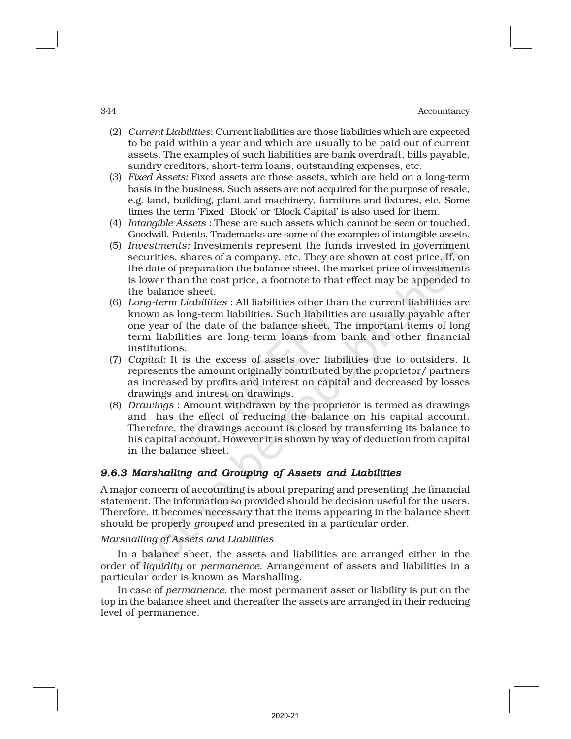(2) *Current Liabilities*: Current liabilities are those liabilities which are expected to be paid within a year and which are usually to be paid out of current assets. The examples of such liabilities are bank overdraft, bills payable, sundry creditors, short-term loans, outstanding expenses, etc.

(3) *Fixed Assets:* Fixed assets are those assets, which are held on a long-term basis in the business. Such assets are not acquired for the purpose of resale, e.g. land, building, plant and machinery, furniture and fixtures, etc. Some times the term 'Fixed Block' or 'Block Capital' is also used for them.

(4) *Intangible Assets :* These are such assets which cannot be seen or touched. Goodwill, Patents, Trademarks are some of the examples of intangible assets.

(5) *Investments:* Investments represent the funds invested in government securities, shares of a company, etc. They are shown at cost price. If, on the date of preparation the balance sheet, the market price of investments is lower than the cost price, a footnote to that effect may be appended to the balance sheet.

(6) *Long-term Liabilities* : All liabilities other than the current liabilities are known as long-term liabilities. Such liabilities are usually payable after one year of the date of the balance sheet. The important items of long term liabilities are long-term loans from bank and other financial institutions.

(7) *Capital:* It is the excess of assets over liabilities due to outsiders. It represents the amount originally contributed by the proprietor/ partners as increased by profits and interest on capital and decreased by losses drawings and intrest on drawings.

(8) *Drawings* : Amount withdrawn by the proprietor is termed as drawings and has the effect of reducing the balance on his capital account. Therefore, the drawings account is closed by transferring its balance to his capital account. However it is shown by way of deduction from capital in the balance sheet.

### *9.6.3 Marshalling and Grouping of Assets and Liabilities*

A major concern of accounting is about preparing and presenting the financial statement. The information so provided should be decision useful for the users. Therefore, it becomes necessary that the items appearing in the balance sheet should be properly *grouped* and presented in a particular order.

*Marshalling of Assets and Liabilities*

In a balance sheet, the assets and liabilities are arranged either in the order of *liquidity* or *permanence*. Arrangement of assets and liabilities in a particular order is known as Marshalling.

In case of *permanence*, the most permanent asset or liability is put on the top in the balance sheet and thereafter the assets are arranged in their reducing level of permanence.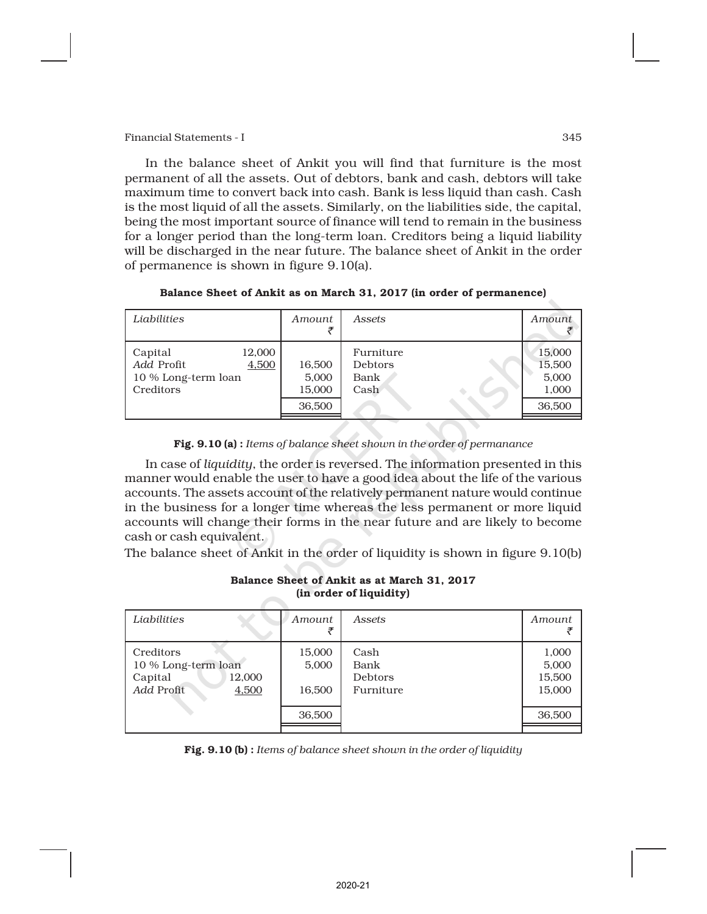In the balance sheet of Ankit you will find that furniture is the most permanent of all the assets. Out of debtors, bank and cash, debtors will take maximum time to convert back into cash. Bank is less liquid than cash. Cash is the most liquid of all the assets. Similarly, on the liabilities side, the capital, being the most important source of finance will tend to remain in the business for a longer period than the long-term loan. Creditors being a liquid liability will be discharged in the near future. The balance sheet of Ankit in the order of permanence is shown in figure 9.10(a).

**Balance Sheet of Ankit as on March 31, 2017 (in order of permanence)**

| *Liabilities* | | *Amount* ₹ | *Assets* | *Amount* ₹ |
|---|---|---|---|---|
| Capital | 12,000 | | Furniture | 15,000 |
| *Add* Profit | 4,500 | 16,500 | Debtors | 15,500 |
| 10 % Long-term loan | | 5,000 | Bank | 5,000 |
| Creditors | | 15,000 | Cash | 1,000 |
| | | 36,500 | | 36,500 |

**Fig. 9.10 (a) :** *Items of balance sheet shown in the order of permanance*

In case of *liquidity*, the order is reversed. The information presented in this manner would enable the user to have a good idea about the life of the various accounts. The assets account of the relatively permanent nature would continue in the business for a longer time whereas the less permanent or more liquid accounts will change their forms in the near future and are likely to become cash or cash equivalent.

The balance sheet of Ankit in the order of liquidity is shown in figure 9.10(b)

**Balance Sheet of Ankit as at March 31, 2017 (in order of liquidity)**

| *Liabilities* | | *Amount* ₹ | *Assets* | *Amount* ₹ |
|---|---|---|---|---|
| Creditors | | 15,000 | Cash | 1,000 |
| 10 % Long-term loan | | 5,000 | Bank | 5,000 |
| Capital | 12,000 | | Debtors | 15,500 |
| *Add* Profit | 4,500 | 16,500 | Furniture | 15,000 |
| | | 36,500 | | 36,500 |

**Fig. 9.10 (b) :** *Items of balance sheet shown in the order of liquidity*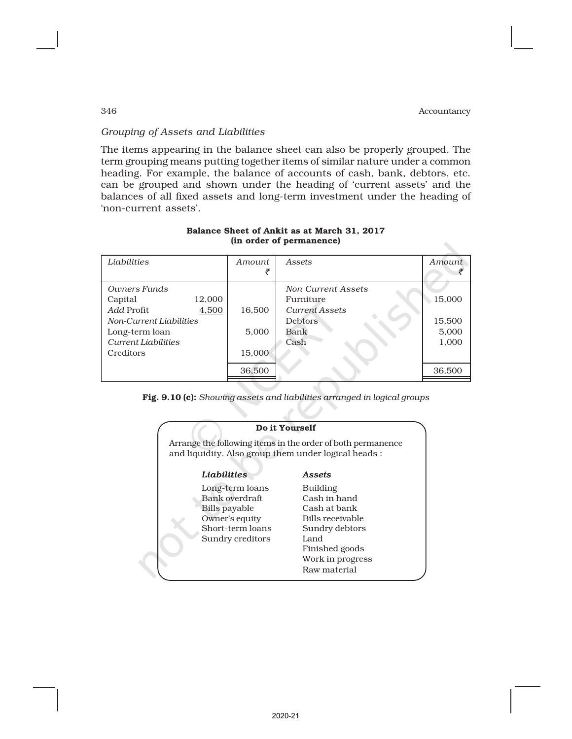*Grouping of Assets and Liabilities*

The items appearing in the balance sheet can also be properly grouped. The term grouping means putting together items of similar nature under a common heading. For example, the balance of accounts of cash, bank, debtors, etc. can be grouped and shown under the heading of 'current assets' and the balances of all fixed assets and long-term investment under the heading of 'non-current assets'.

**Balance Sheet of Ankit as at March 31, 2017**
**(in order of permanence)**

| *Liabilities* | | *Amount* ₹ | *Assets* | *Amount* ₹ |
|---|---|---|---|---|
| *Owners Funds* | | | *Non Current Assets* | |
| Capital | 12,000 | | Furniture | 15,000 |
| *Add* Profit | 4,500 | 16,500 | *Current Assets* | |
| *Non-Current Liabilities* | | | Debtors | 15,500 |
| Long-term loan | | 5,000 | Bank | 5,000 |
| *Current Liabilities* | | | Cash | 1,000 |
| Creditors | | 15,000 | | |
| | | 36,500 | | 36,500 |

**Fig. 9.10 (c):** *Showing assets and liabilities arranged in logical groups*

**Do it Yourself**

Arrange the following items in the order of both permanence and liquidity. Also group them under logical heads :

| *Liabilities* | *Assets* |
|---|---|
| Long-term loans | Building |
| Bank overdraft | Cash in hand |
| Bills payable | Cash at bank |
| Owner's equity | Bills receivable |
| Short-term loans | Sundry debtors |
| Sundry creditors | Land |
| | Finished goods |
| | Work in progress |
| | Raw material |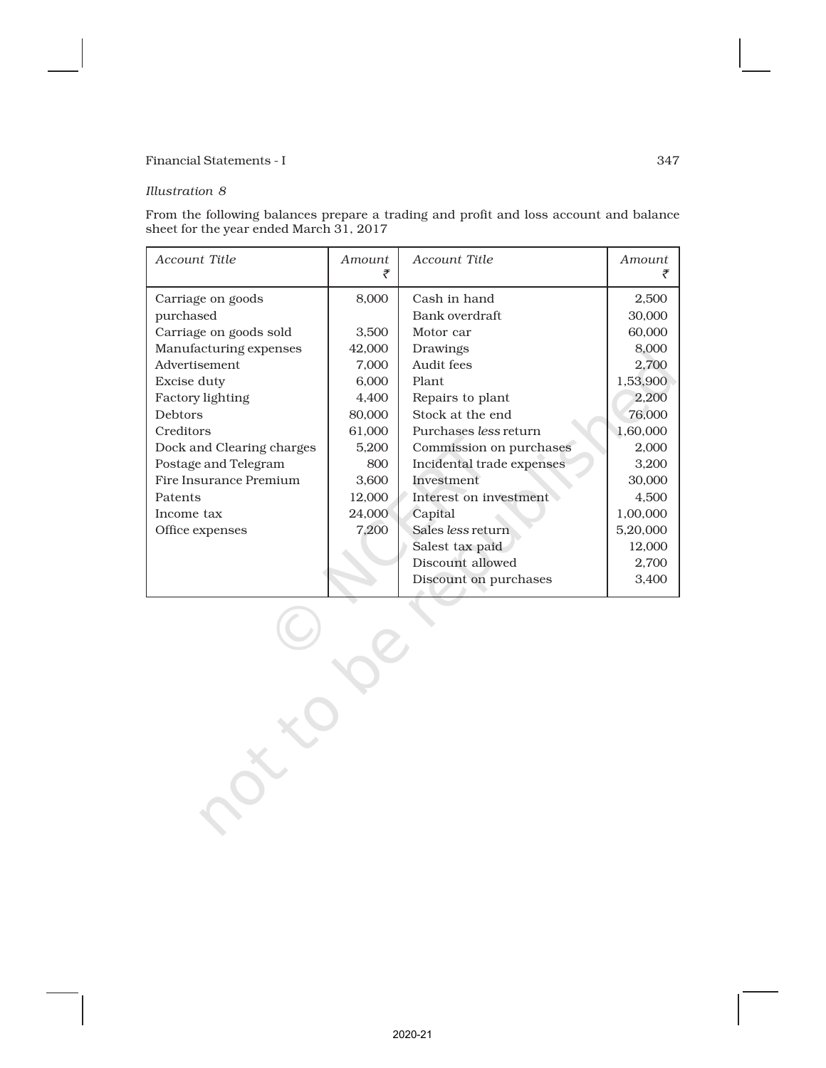*Illustration 8*

From the following balances prepare a trading and profit and loss account and balance sheet for the year ended March 31, 2017

| *Account Title* | *Amount* ₹ | *Account Title* | *Amount* ₹ |
|---|---|---|---|
| Carriage on goods purchased | 8,000 | Cash in hand | 2,500 |
| | | Bank overdraft | 30,000 |
| Carriage on goods sold | 3,500 | Motor car | 60,000 |
| Manufacturing expenses | 42,000 | Drawings | 8,000 |
| Advertisement | 7,000 | Audit fees | 2,700 |
| Excise duty | 6,000 | Plant | 1,53,900 |
| Factory lighting | 4,400 | Repairs to plant | 2,200 |
| Debtors | 80,000 | Stock at the end | 76,000 |
| Creditors | 61,000 | Purchases *less* return | 1,60,000 |
| Dock and Clearing charges | 5,200 | Commission on purchases | 2,000 |
| Postage and Telegram | 800 | Incidental trade expenses | 3,200 |
| Fire Insurance Premium | 3,600 | Investment | 30,000 |
| Patents | 12,000 | Interest on investment | 4,500 |
| Income tax | 24,000 | Capital | 1,00,000 |
| Office expenses | 7,200 | Sales *less* return | 5,20,000 |
| | | Salest tax paid | 12,000 |
| | | Discount allowed | 2,700 |
| | | Discount on purchases | 3,400 |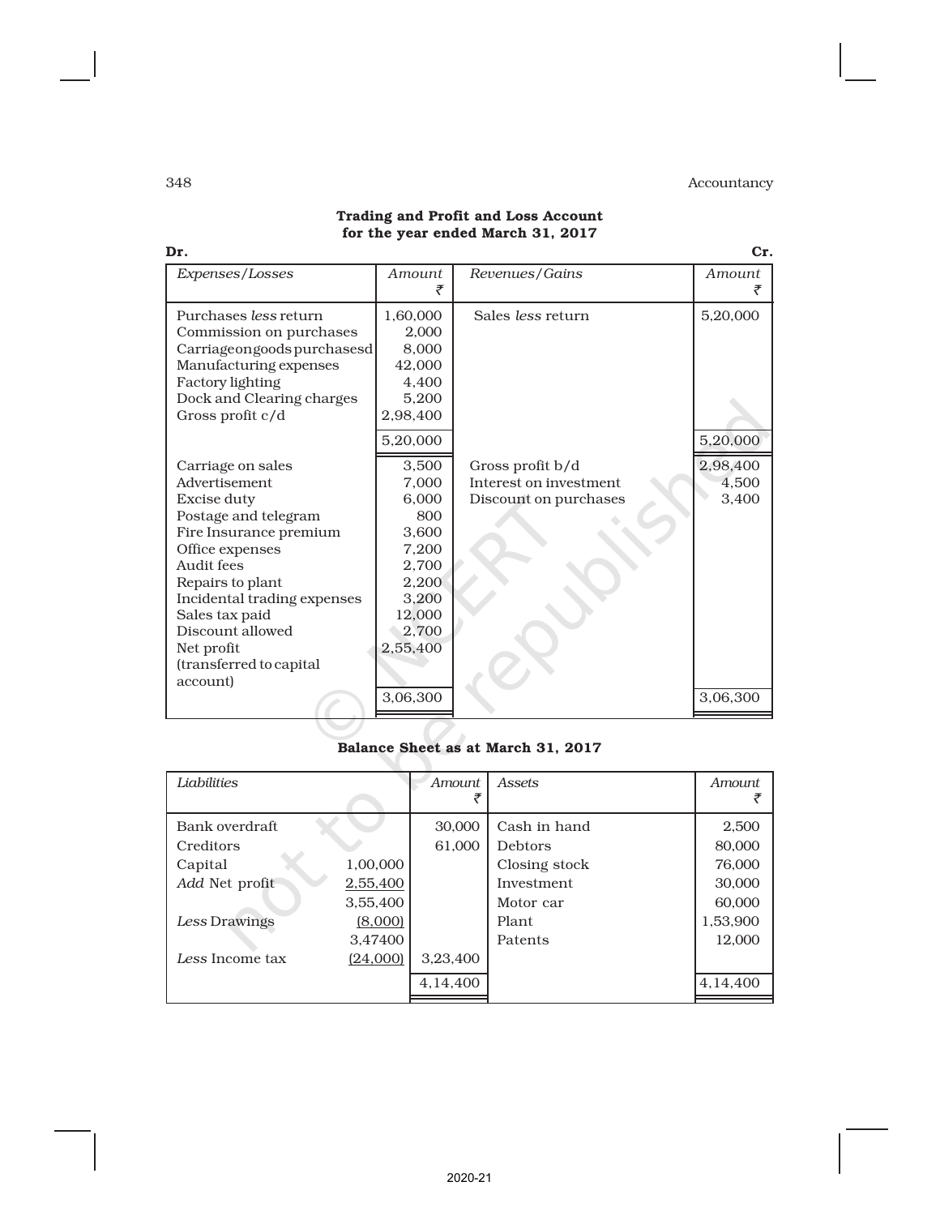**Trading and Profit and Loss Account**
**for the year ended March 31, 2017**

**Dr.** **Cr.**

| *Expenses/Losses* | *Amount* ₹ | *Revenues/Gains* | *Amount* ₹ |
|---|---|---|---|
| Purchases *less* return | 1,60,000 | Sales *less* return | 5,20,000 |
| Commission on purchases | 2,000 | | |
| Carriageongoodspurchasesd | 8,000 | | |
| Manufacturing expenses | 42,000 | | |
| Factory lighting | 4,400 | | |
| Dock and Clearing charges | 5,200 | | |
| Gross profit c/d | 2,98,400 | | |
| | 5,20,000 | | 5,20,000 |
| Carriage on sales | 3,500 | Gross profit b/d | 2,98,400 |
| Advertisement | 7,000 | Interest on investment | 4,500 |
| Excise duty | 6,000 | Discount on purchases | 3,400 |
| Postage and telegram | 800 | | |
| Fire Insurance premium | 3,600 | | |
| Office expenses | 7,200 | | |
| Audit fees | 2,700 | | |
| Repairs to plant | 2,200 | | |
| Incidental trading expenses | 3,200 | | |
| Sales tax paid | 12,000 | | |
| Discount allowed | 2,700 | | |
| Net profit (transferred to capital account) | 2,55,400 | | |
| | 3,06,300 | | 3,06,300 |

**Balance Sheet as at March 31, 2017**

| *Liabilities* | | *Amount* ₹ | *Assets* | *Amount* ₹ |
|---|---|---|---|---|
| Bank overdraft | | 30,000 | Cash in hand | 2,500 |
| Creditors | | 61,000 | Debtors | 80,000 |
| Capital | 1,00,000 | | Closing stock | 76,000 |
| *Add* Net profit | 2,55,400 | | Investment | 30,000 |
| | 3,55,400 | | Motor car | 60,000 |
| *Less* Drawings | (8,000) | | Plant | 1,53,900 |
| | 3,47400 | | Patents | 12,000 |
| *Less* Income tax | (24,000) | 3,23,400 | | |
| | | 4,14,400 | | 4,14,400 |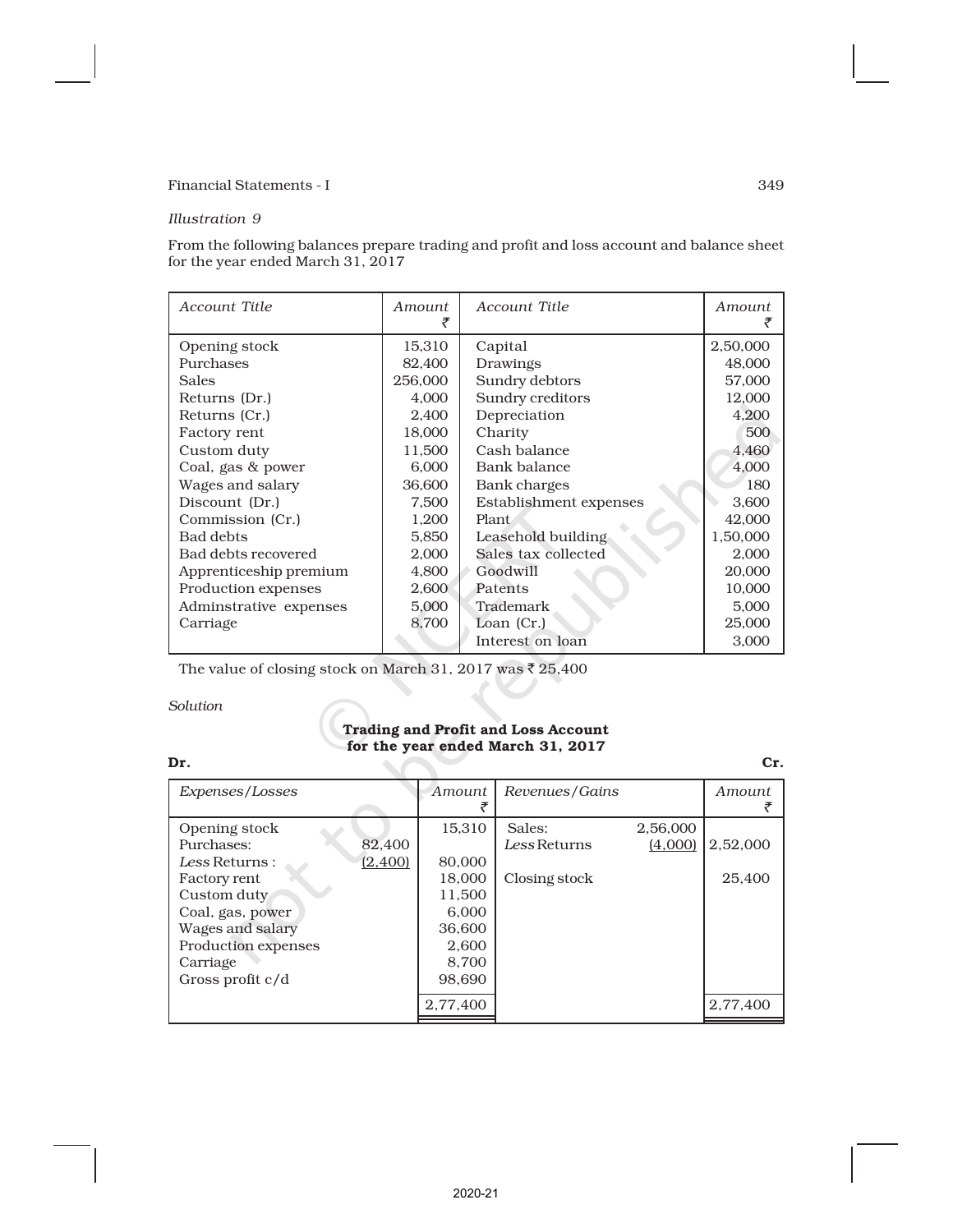*Illustration 9*

From the following balances prepare trading and profit and loss account and balance sheet for the year ended March 31, 2017

| Account Title | Amount ₹ | Account Title | Amount ₹ |
|---|---|---|---|
| Opening stock | 15,310 | Capital | 2,50,000 |
| Purchases | 82,400 | Drawings | 48,000 |
| Sales | 256,000 | Sundry debtors | 57,000 |
| Returns (Dr.) | 4,000 | Sundry creditors | 12,000 |
| Returns (Cr.) | 2,400 | Depreciation | 4,200 |
| Factory rent | 18,000 | Charity | 500 |
| Custom duty | 11,500 | Cash balance | 4,460 |
| Coal, gas & power | 6,000 | Bank balance | 4,000 |
| Wages and salary | 36,600 | Bank charges | 180 |
| Discount (Dr.) | 7,500 | Establishment expenses | 3,600 |
| Commission (Cr.) | 1,200 | Plant | 42,000 |
| Bad debts | 5,850 | Leasehold building | 1,50,000 |
| Bad debts recovered | 2,000 | Sales tax collected | 2,000 |
| Apprenticeship premium | 4,800 | Goodwill | 20,000 |
| Production expenses | 2,600 | Patents | 10,000 |
| Adminstrative expenses | 5,000 | Trademark | 5,000 |
| Carriage | 8,700 | Loan (Cr.) | 25,000 |
| | | Interest on loan | 3,000 |

The value of closing stock on March 31, 2017 was ₹ 25,400

*Solution*

**Trading and Profit and Loss Account**
**for the year ended March 31, 2017**

**Dr.** **Cr.**

| Expenses/Losses | | Amount ₹ | Revenues/Gains | | Amount ₹ |
|---|---|---|---|---|---|
| Opening stock | | 15,310 | Sales: | 2,56,000 | |
| Purchases: | 82,400 | | *Less* Returns | (4,000) | 2,52,000 |
| *Less* Returns : | (2,400) | 80,000 | | | |
| Factory rent | | 18,000 | Closing stock | | 25,400 |
| Custom duty | | 11,500 | | | |
| Coal, gas, power | | 6,000 | | | |
| Wages and salary | | 36,600 | | | |
| Production expenses | | 2,600 | | | |
| Carriage | | 8,700 | | | |
| Gross profit c/d | | 98,690 | | | |
| | | 2,77,400 | | | 2,77,400 |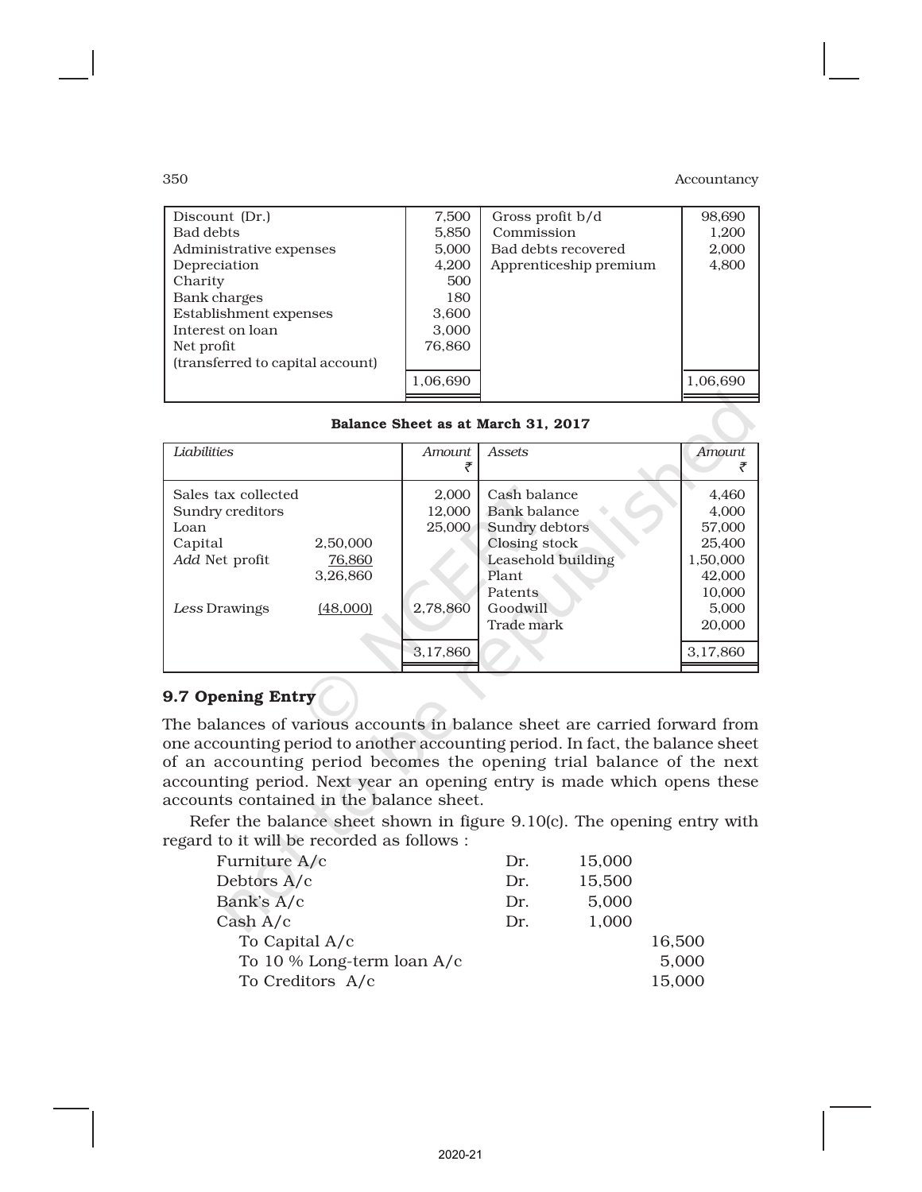| | | | |
|---|---|---|---|
| Discount (Dr.) | 7,500 | Gross profit b/d | 98,690 |
| Bad debts | 5,850 | Commission | 1,200 |
| Administrative expenses | 5,000 | Bad debts recovered | 2,000 |
| Depreciation | 4,200 | Apprenticeship premium | 4,800 |
| Charity | 500 | | |
| Bank charges | 180 | | |
| Establishment expenses | 3,600 | | |
| Interest on loan | 3,000 | | |
| Net profit (transferred to capital account) | 76,860 | | |
| | 1,06,690 | | 1,06,690 |

**Balance Sheet as at March 31, 2017**

| *Liabilities* | | *Amount* ₹ | *Assets* | *Amount* ₹ |
|---|---|---|---|---|
| Sales tax collected | | 2,000 | Cash balance | 4,460 |
| Sundry creditors | | 12,000 | Bank balance | 4,000 |
| Loan | | 25,000 | Sundry debtors | 57,000 |
| Capital | 2,50,000 | | Closing stock | 25,400 |
| *Add* Net profit | 76,860 | | Leasehold building | 1,50,000 |
| | 3,26,860 | | Plant | 42,000 |
| | | | Patents | 10,000 |
| *Less* Drawings | (48,000) | 2,78,860 | Goodwill | 5,000 |
| | | | Trade mark | 20,000 |
| | | 3,17,860 | | 3,17,860 |

## 9.7 Opening Entry

The balances of various accounts in balance sheet are carried forward from one accounting period to another accounting period. In fact, the balance sheet of an accounting period becomes the opening trial balance of the next accounting period. Next year an opening entry is made which opens these accounts contained in the balance sheet.

Refer the balance sheet shown in figure 9.10(c). The opening entry with regard to it will be recorded as follows :

| | | | |
|---|---|---|---|
| Furniture A/c | Dr. | 15,000 | |
| Debtors A/c | Dr. | 15,500 | |
| Bank's A/c | Dr. | 5,000 | |
| Cash A/c | Dr. | 1,000 | |
| To Capital A/c | | | 16,500 |
| To 10 % Long-term loan A/c | | | 5,000 |
| To Creditors A/c | | | 15,000 |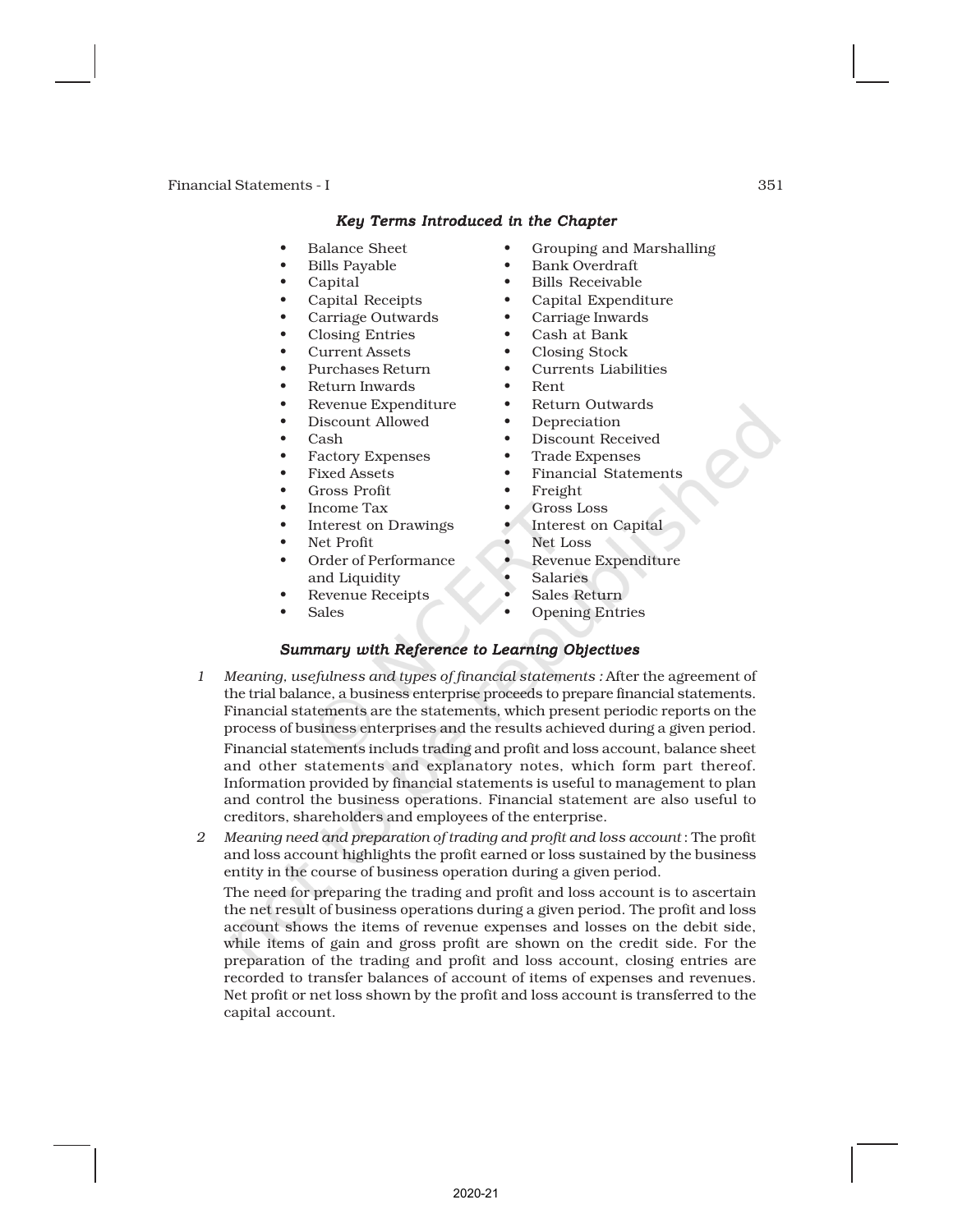### *Key Terms Introduced in the Chapter*

- Balance Sheet
- Bills Payable
- Capital
- Capital Receipts
- Carriage Outwards
- Closing Entries
- Current Assets
- Purchases Return
- Return Inwards
- Revenue Expenditure
- Discount Allowed
- Cash
- Factory Expenses
- Fixed Assets
- Gross Profit
- Income Tax
- Interest on Drawings
- Net Profit
- Order of Performance and Liquidity
- Revenue Receipts
- Sales
- Grouping and Marshalling
- Bank Overdraft
- Bills Receivable
- Capital Expenditure
- Carriage Inwards
- Cash at Bank
- Closing Stock
- Currents Liabilities
- Rent
- Return Outwards
- Depreciation
- Discount Received
- Trade Expenses
- Financial Statements
- Freight
- Gross Loss
- Interest on Capital
- Net Loss
- Revenue Expenditure
- Salaries
- Sales Return
- Opening Entries

### *Summary with Reference to Learning Objectives*

1 *Meaning, usefulness and types of financial statements :* After the agreement of the trial balance, a business enterprise proceeds to prepare financial statements. Financial statements are the statements, which present periodic reports on the process of business enterprises and the results achieved during a given period. Financial statements includs trading and profit and loss account, balance sheet and other statements and explanatory notes, which form part thereof. Information provided by financial statements is useful to management to plan and control the business operations. Financial statement are also useful to creditors, shareholders and employees of the enterprise.

2 *Meaning need and preparation of trading and profit and loss account* : The profit and loss account highlights the profit earned or loss sustained by the business entity in the course of business operation during a given period.

The need for preparing the trading and profit and loss account is to ascertain the net result of business operations during a given period. The profit and loss account shows the items of revenue expenses and losses on the debit side, while items of gain and gross profit are shown on the credit side. For the preparation of the trading and profit and loss account, closing entries are recorded to transfer balances of account of items of expenses and revenues. Net profit or net loss shown by the profit and loss account is transferred to the capital account.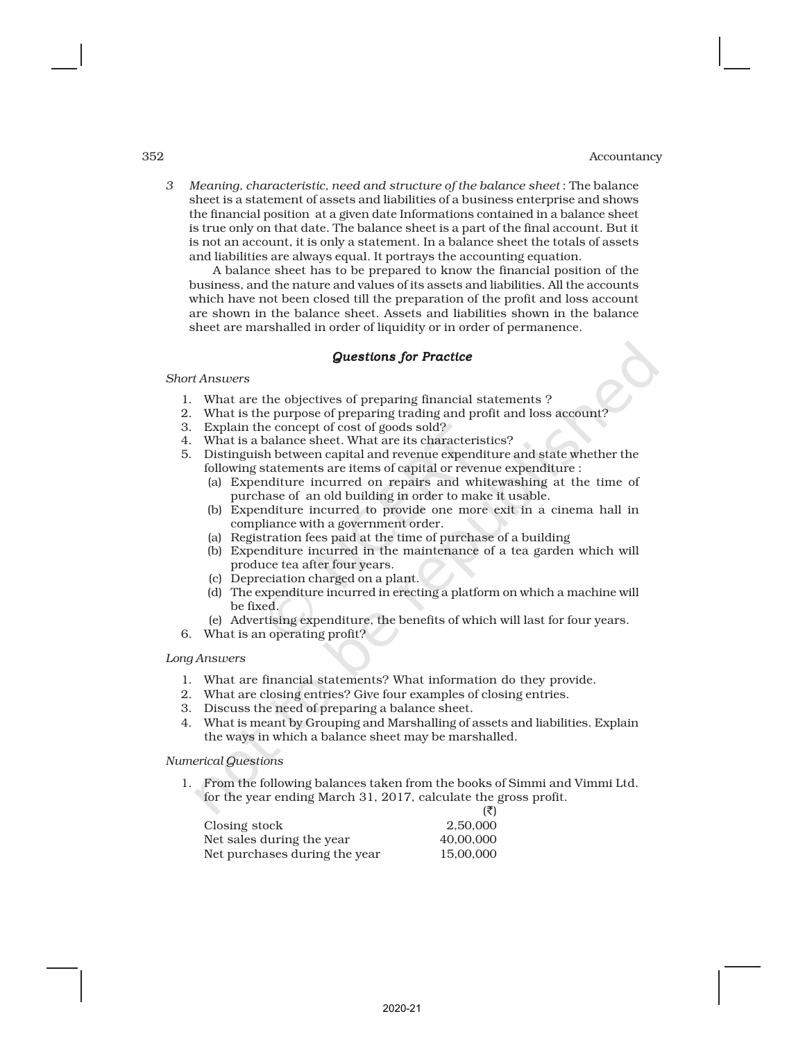3 *Meaning, characteristic, need and structure of the balance sheet* : The balance sheet is a statement of assets and liabilities of a business enterprise and shows the financial position at a given date Informations contained in a balance sheet is true only on that date. The balance sheet is a part of the final account. But it is not an account, it is only a statement. In a balance sheet the totals of assets and liabilities are always equal. It portrays the accounting equation.

A balance sheet has to be prepared to know the financial position of the business, and the nature and values of its assets and liabilities. All the accounts which have not been closed till the preparation of the profit and loss account are shown in the balance sheet. Assets and liabilities shown in the balance sheet are marshalled in order of liquidity or in order of permanence.

## *Questions for Practice*

*Short Answers*

1. What are the objectives of preparing financial statements ?
2. What is the purpose of preparing trading and profit and loss account?
3. Explain the concept of cost of goods sold?
4. What is a balance sheet. What are its characteristics?
5. Distinguish between capital and revenue expenditure and state whether the following statements are items of capital or revenue expenditure :
   (a) Expenditure incurred on repairs and whitewashing at the time of purchase of an old building in order to make it usable.
   (b) Expenditure incurred to provide one more exit in a cinema hall in compliance with a government order.
   (a) Registration fees paid at the time of purchase of a building
   (b) Expenditure incurred in the maintenance of a tea garden which will produce tea after four years.
   (c) Depreciation charged on a plant.
   (d) The expenditure incurred in erecting a platform on which a machine will be fixed.
   (e) Advertising expenditure, the benefits of which will last for four years.
6. What is an operating profit?

*Long Answers*

1. What are financial statements? What information do they provide.
2. What are closing entries? Give four examples of closing entries.
3. Discuss the need of preparing a balance sheet.
4. What is meant by Grouping and Marshalling of assets and liabilities. Explain the ways in which a balance sheet may be marshalled.

*Numerical Questions*

1. From the following balances taken from the books of Simmi and Vimmi Ltd. for the year ending March 31, 2017, calculate the gross profit.

| | (₹) |
|---|---|
| Closing stock | 2,50,000 |
| Net sales during the year | 40,00,000 |
| Net purchases during the year | 15,00,000 |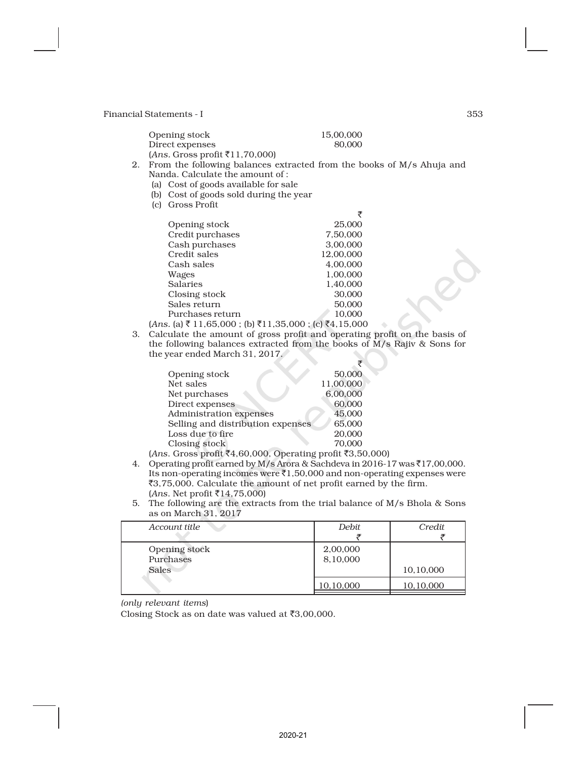| | |
|---|---|
| Opening stock | 15,00,000 |
| Direct expenses | 80,000 |

(*Ans.* Gross profit ₹11,70,000)

2. From the following balances extracted from the books of M/s Ahuja and Nanda. Calculate the amount of :
   (a) Cost of goods available for sale
   (b) Cost of goods sold during the year
   (c) Gross Profit

| | ₹ |
|---|---|
| Opening stock | 25,000 |
| Credit purchases | 7,50,000 |
| Cash purchases | 3,00,000 |
| Credit sales | 12,00,000 |
| Cash sales | 4,00,000 |
| Wages | 1,00,000 |
| Salaries | 1,40,000 |
| Closing stock | 30,000 |
| Sales return | 50,000 |
| Purchases return | 10,000 |

(*Ans.* (a) ₹ 11,65,000 ; (b) ₹11,35,000 ; (c) ₹4,15,000

3. Calculate the amount of gross profit and operating profit on the basis of the following balances extracted from the books of M/s Rajiv & Sons for the year ended March 31, 2017.

| | ₹ |
|---|---|
| Opening stock | 50,000 |
| Net sales | 11,00,000 |
| Net purchases | 6,00,000 |
| Direct expenses | 60,000 |
| Administration expenses | 45,000 |
| Selling and distribution expenses | 65,000 |
| Loss due to fire | 20,000 |
| Closing stock | 70,000 |

(*Ans.* Gross profit ₹4,60,000, Operating profit ₹3,50,000)

4. Operating profit earned by M/s Arora & Sachdeva in 2016-17 was ₹17,00,000. Its non-operating incomes were ₹1,50,000 and non-operating expenses were ₹3,75,000. Calculate the amount of net profit earned by the firm.
   (*Ans.* Net profit ₹14,75,000)

5. The following are the extracts from the trial balance of M/s Bhola & Sons as on March 31, 2017

| *Account title* | *Debit* ₹ | *Credit* ₹ |
|---|---|---|
| Opening stock | 2,00,000 | |
| Purchases | 8,10,000 | |
| Sales | | 10,10,000 |
| | 10,10,000 | 10,10,000 |

*(only relevant items)*

Closing Stock as on date was valued at ₹3,00,000.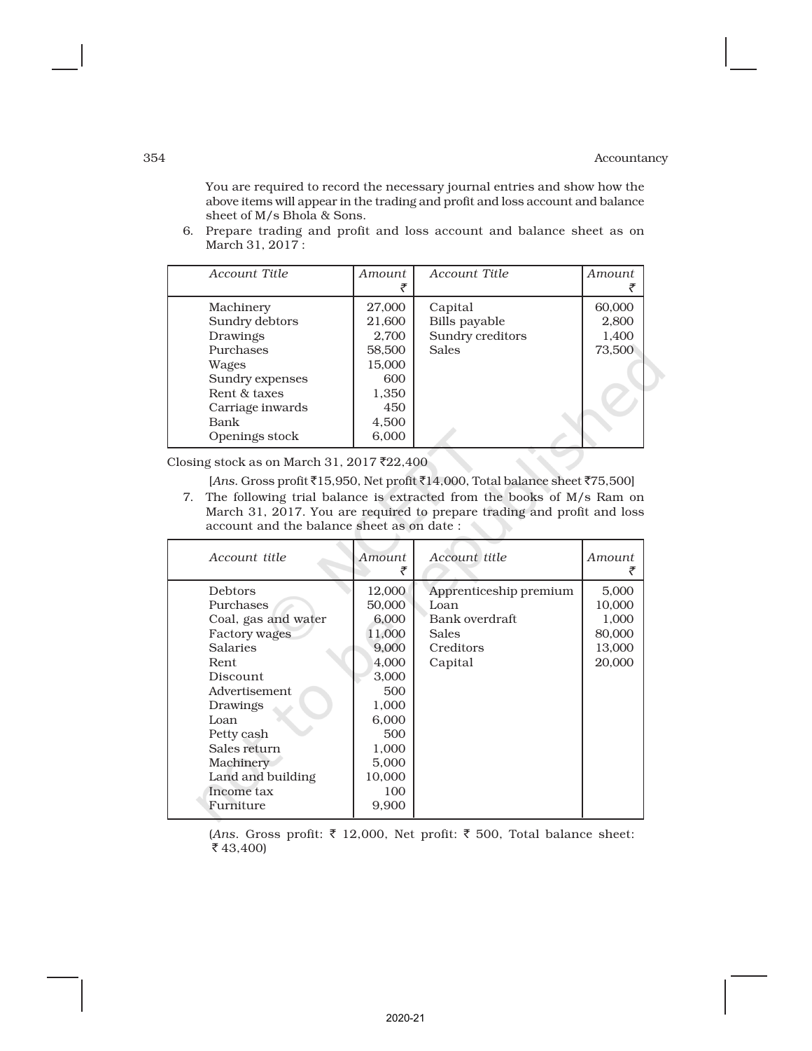You are required to record the necessary journal entries and show how the above items will appear in the trading and profit and loss account and balance sheet of M/s Bhola & Sons.

6. Prepare trading and profit and loss account and balance sheet as on March 31, 2017 :

| *Account Title* | *Amount* ₹ | *Account Title* | *Amount* ₹ |
|---|---|---|---|
| Machinery | 27,000 | Capital | 60,000 |
| Sundry debtors | 21,600 | Bills payable | 2,800 |
| Drawings | 2,700 | Sundry creditors | 1,400 |
| Purchases | 58,500 | Sales | 73,500 |
| Wages | 15,000 | | |
| Sundry expenses | 600 | | |
| Rent & taxes | 1,350 | | |
| Carriage inwards | 450 | | |
| Bank | 4,500 | | |
| Openings stock | 6,000 | | |

Closing stock as on March 31, 2017 ₹22,400

[*Ans.* Gross profit ₹15,950, Net profit ₹14,000, Total balance sheet ₹75,500]

7. The following trial balance is extracted from the books of M/s Ram on March 31, 2017. You are required to prepare trading and profit and loss account and the balance sheet as on date :

| *Account title* | *Amount* ₹ | *Account title* | *Amount* ₹ |
|---|---|---|---|
| Debtors | 12,000 | Apprenticeship premium | 5,000 |
| Purchases | 50,000 | Loan | 10,000 |
| Coal, gas and water | 6,000 | Bank overdraft | 1,000 |
| Factory wages | 11,000 | Sales | 80,000 |
| Salaries | 9,000 | Creditors | 13,000 |
| Rent | 4,000 | Capital | 20,000 |
| Discount | 3,000 | | |
| Advertisement | 500 | | |
| Drawings | 1,000 | | |
| Loan | 6,000 | | |
| Petty cash | 500 | | |
| Sales return | 1,000 | | |
| Machinery | 5,000 | | |
| Land and building | 10,000 | | |
| Income tax | 100 | | |
| Furniture | 9,900 | | |

(*Ans.* Gross profit: ₹ 12,000, Net profit: ₹ 500, Total balance sheet: ₹ 43,400)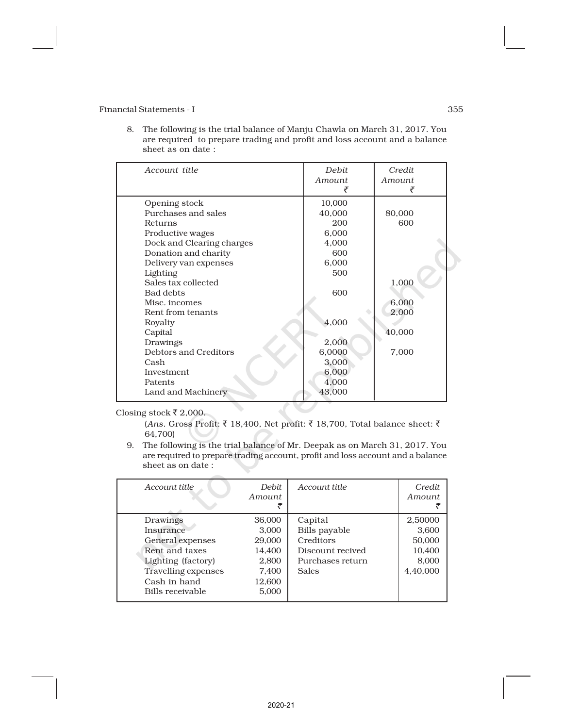8. The following is the trial balance of Manju Chawla on March 31, 2017. You are required to prepare trading and profit and loss account and a balance sheet as on date :

| *Account title* | *Debit Amount* ₹ | *Credit Amount* ₹ |
|---|---|---|
| Opening stock | 10,000 | |
| Purchases and sales | 40,000 | 80,000 |
| Returns | 200 | 600 |
| Productive wages | 6,000 | |
| Dock and Clearing charges | 4,000 | |
| Donation and charity | 600 | |
| Delivery van expenses | 6,000 | |
| Lighting | 500 | |
| Sales tax collected | | 1,000 |
| Bad debts | 600 | |
| Misc. incomes | | 6,000 |
| Rent from tenants | | 2,000 |
| Royalty | 4,000 | |
| Capital | | 40,000 |
| Drawings | 2,000 | |
| Debtors and Creditors | 6,0000 | 7,000 |
| Cash | 3,000 | |
| Investment | 6,000 | |
| Patents | 4,000 | |
| Land and Machinery | 43,000 | |

Closing stock ₹ 2,000.

(*Ans.* Gross Profit: ₹ 18,400, Net profit: ₹ 18,700, Total balance sheet: ₹ 64,700)

9. The following is the trial balance of Mr. Deepak as on March 31, 2017. You are required to prepare trading account, profit and loss account and a balance sheet as on date :

| *Account title* | *Debit Amount* ₹ | *Account title* | *Credit Amount* ₹ |
|---|---|---|---|
| Drawings | 36,000 | Capital | 2,50000 |
| Insurance | 3,000 | Bills payable | 3,600 |
| General expenses | 29,000 | Creditors | 50,000 |
| Rent and taxes | 14,400 | Discount recived | 10,400 |
| Lighting (factory) | 2,800 | Purchases return | 8,000 |
| Travelling expenses | 7,400 | Sales | 4,40,000 |
| Cash in hand | 12,600 | | |
| Bills receivable | 5,000 | | |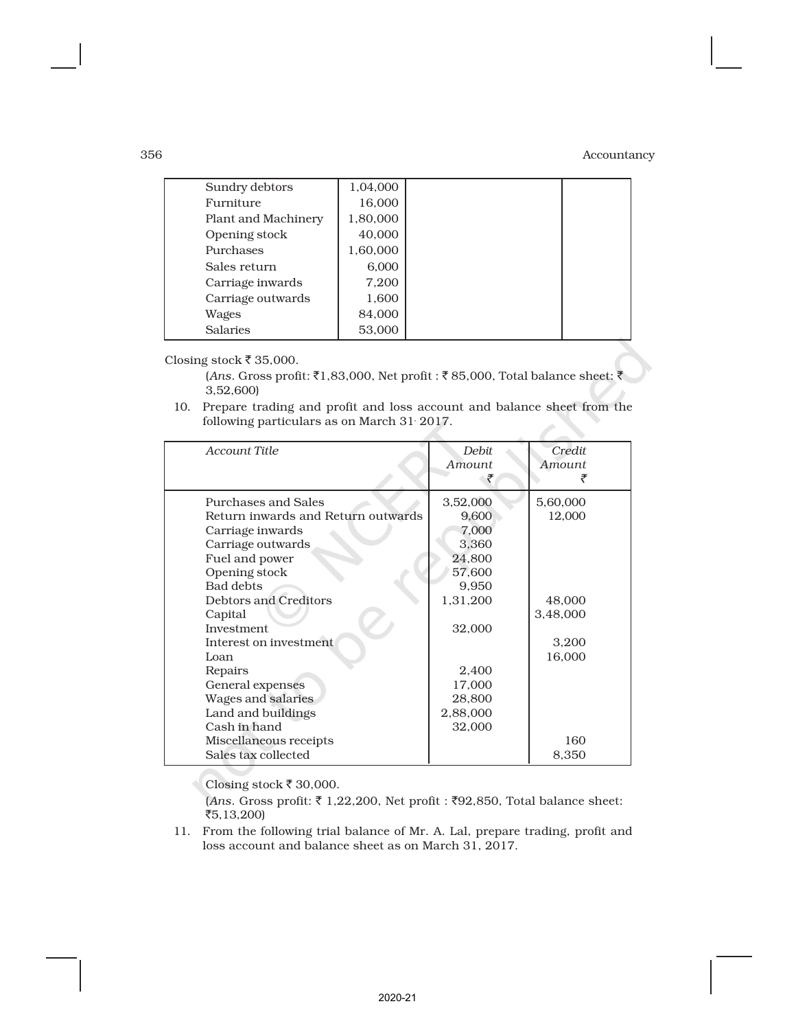| | | | |
|---|---|---|---|
| Sundry debtors | 1,04,000 | | |
| Furniture | 16,000 | | |
| Plant and Machinery | 1,80,000 | | |
| Opening stock | 40,000 | | |
| Purchases | 1,60,000 | | |
| Sales return | 6,000 | | |
| Carriage inwards | 7,200 | | |
| Carriage outwards | 1,600 | | |
| Wages | 84,000 | | |
| Salaries | 53,000 | | |

Closing stock ₹ 35,000.

(*Ans*. Gross profit: ₹1,83,000, Net profit : ₹ 85,000, Total balance sheet: ₹ 3,52,600)

10. Prepare trading and profit and loss account and balance sheet from the following particulars as on March 31. 2017.

| *Account Title* | *Debit Amount* ₹ | *Credit Amount* ₹ |
|---|---|---|
| Purchases and Sales | 3,52,000 | 5,60,000 |
| Return inwards and Return outwards | 9,600 | 12,000 |
| Carriage inwards | 7,000 | |
| Carriage outwards | 3,360 | |
| Fuel and power | 24,800 | |
| Opening stock | 57,600 | |
| Bad debts | 9,950 | |
| Debtors and Creditors | 1,31,200 | 48,000 |
| Capital | | 3,48,000 |
| Investment | 32,000 | |
| Interest on investment | | 3,200 |
| Loan | | 16,000 |
| Repairs | 2,400 | |
| General expenses | 17,000 | |
| Wages and salaries | 28,800 | |
| Land and buildings | 2,88,000 | |
| Cash in hand | 32,000 | |
| Miscellaneous receipts | | 160 |
| Sales tax collected | | 8,350 |

Closing stock ₹ 30,000.

(*Ans*. Gross profit: ₹ 1,22,200, Net profit : ₹92,850, Total balance sheet: ₹5,13,200)

11. From the following trial balance of Mr. A. Lal, prepare trading, profit and loss account and balance sheet as on March 31, 2017.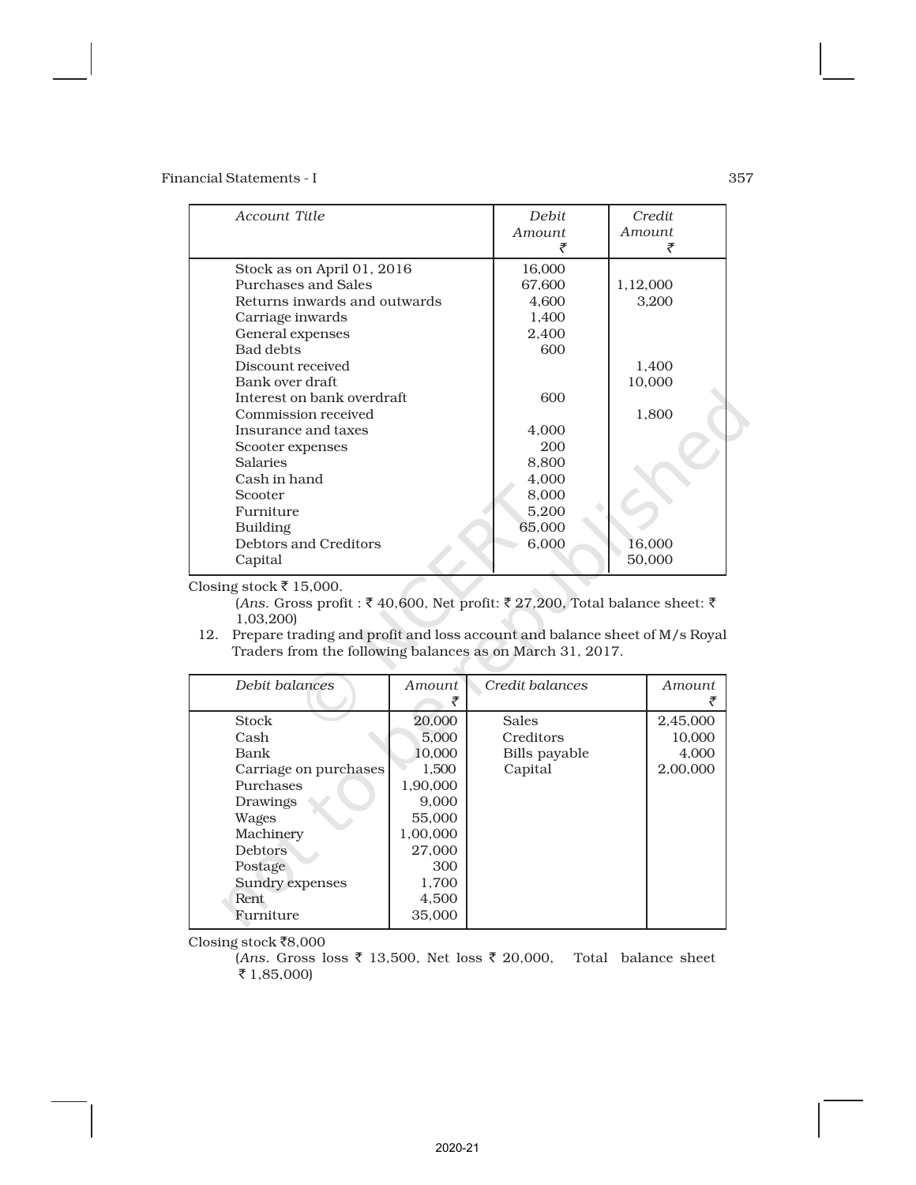| Account Title | Debit Amount ₹ | Credit Amount ₹ |
|---|---|---|
| Stock as on April 01, 2016 | 16,000 | |
| Purchases and Sales | 67,600 | 1,12,000 |
| Returns inwards and outwards | 4,600 | 3,200 |
| Carriage inwards | 1,400 | |
| General expenses | 2,400 | |
| Bad debts | 600 | |
| Discount received | | 1,400 |
| Bank over draft | | 10,000 |
| Interest on bank overdraft | 600 | |
| Commission received | | 1,800 |
| Insurance and taxes | 4,000 | |
| Scooter expenses | 200 | |
| Salaries | 8,800 | |
| Cash in hand | 4,000 | |
| Scooter | 8,000 | |
| Furniture | 5,200 | |
| Building | 65,000 | |
| Debtors and Creditors | 6,000 | 16,000 |
| Capital | | 50,000 |

Closing stock ₹ 15,000.

(*Ans.* Gross profit : ₹ 40,600, Net profit: ₹ 27,200, Total balance sheet: ₹ 1,03,200)

12. Prepare trading and profit and loss account and balance sheet of M/s Royal Traders from the following balances as on March 31, 2017.

| Debit balances | Amount ₹ | Credit balances | Amount ₹ |
|---|---|---|---|
| Stock | 20,000 | Sales | 2,45,000 |
| Cash | 5,000 | Creditors | 10,000 |
| Bank | 10,000 | Bills payable | 4,000 |
| Carriage on purchases | 1,500 | Capital | 2,00,000 |
| Purchases | 1,90,000 | | |
| Drawings | 9,000 | | |
| Wages | 55,000 | | |
| Machinery | 1,00,000 | | |
| Debtors | 27,000 | | |
| Postage | 300 | | |
| Sundry expenses | 1,700 | | |
| Rent | 4,500 | | |
| Furniture | 35,000 | | |

Closing stock ₹8,000

(*Ans.* Gross loss ₹ 13,500, Net loss ₹ 20,000, Total balance sheet ₹ 1,85,000)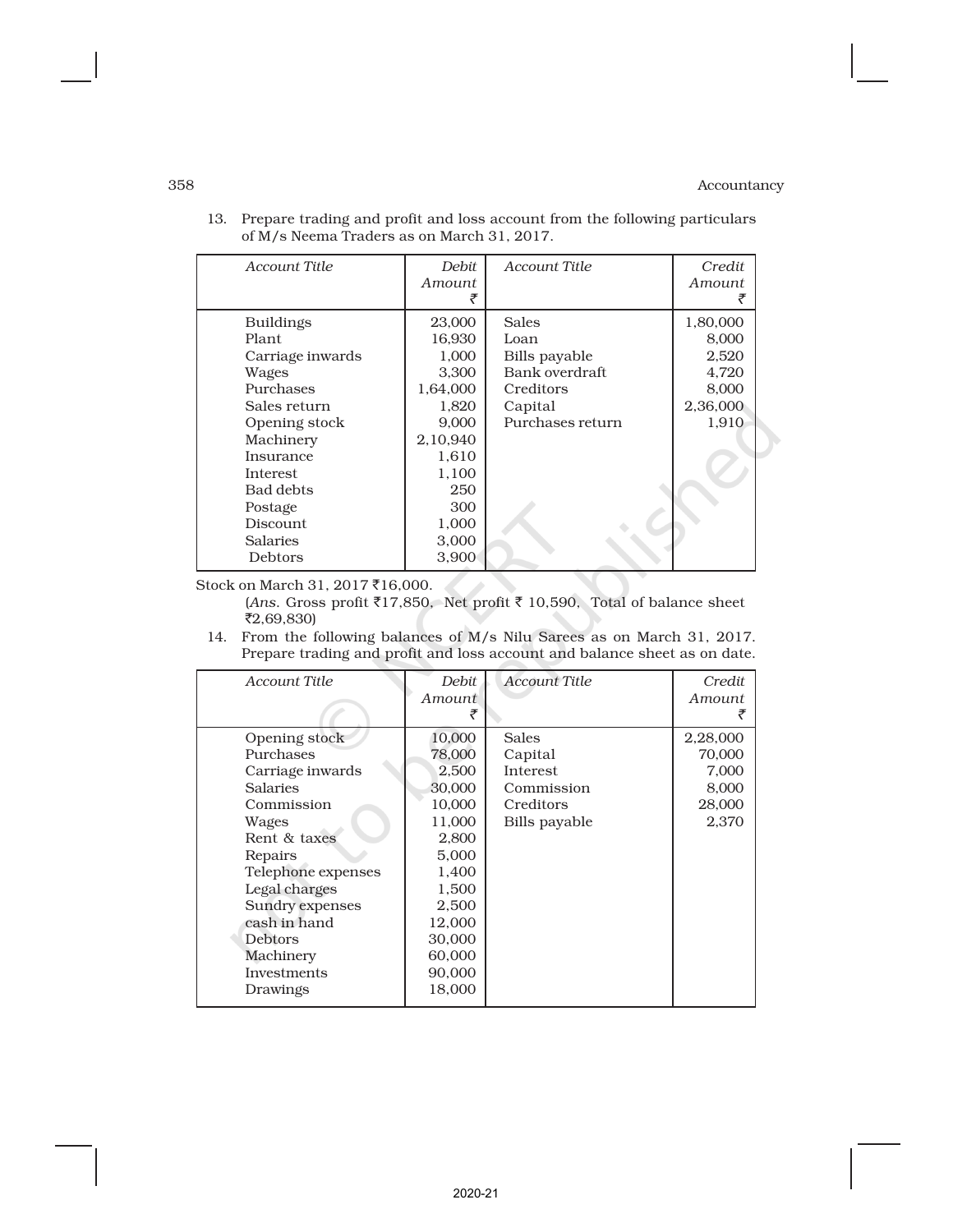13. Prepare trading and profit and loss account from the following particulars of M/s Neema Traders as on March 31, 2017.

| *Account Title* | *Debit Amount* ₹ | *Account Title* | *Credit Amount* ₹ |
|---|---|---|---|
| Buildings | 23,000 | Sales | 1,80,000 |
| Plant | 16,930 | Loan | 8,000 |
| Carriage inwards | 1,000 | Bills payable | 2,520 |
| Wages | 3,300 | Bank overdraft | 4,720 |
| Purchases | 1,64,000 | Creditors | 8,000 |
| Sales return | 1,820 | Capital | 2,36,000 |
| Opening stock | 9,000 | Purchases return | 1,910 |
| Machinery | 2,10,940 | | |
| Insurance | 1,610 | | |
| Interest | 1,100 | | |
| Bad debts | 250 | | |
| Postage | 300 | | |
| Discount | 1,000 | | |
| Salaries | 3,000 | | |
| Debtors | 3,900 | | |

Stock on March 31, 2017 ₹16,000.

(*Ans*. Gross profit ₹17,850, Net profit ₹ 10,590, Total of balance sheet ₹2,69,830)

14. From the following balances of M/s Nilu Sarees as on March 31, 2017. Prepare trading and profit and loss account and balance sheet as on date.

| *Account Title* | *Debit Amount* ₹ | *Account Title* | *Credit Amount* ₹ |
|---|---|---|---|
| Opening stock | 10,000 | Sales | 2,28,000 |
| Purchases | 78,000 | Capital | 70,000 |
| Carriage inwards | 2,500 | Interest | 7,000 |
| Salaries | 30,000 | Commission | 8,000 |
| Commission | 10,000 | Creditors | 28,000 |
| Wages | 11,000 | Bills payable | 2,370 |
| Rent & taxes | 2,800 | | |
| Repairs | 5,000 | | |
| Telephone expenses | 1,400 | | |
| Legal charges | 1,500 | | |
| Sundry expenses | 2,500 | | |
| cash in hand | 12,000 | | |
| Debtors | 30,000 | | |
| Machinery | 60,000 | | |
| Investments | 90,000 | | |
| Drawings | 18,000 | | |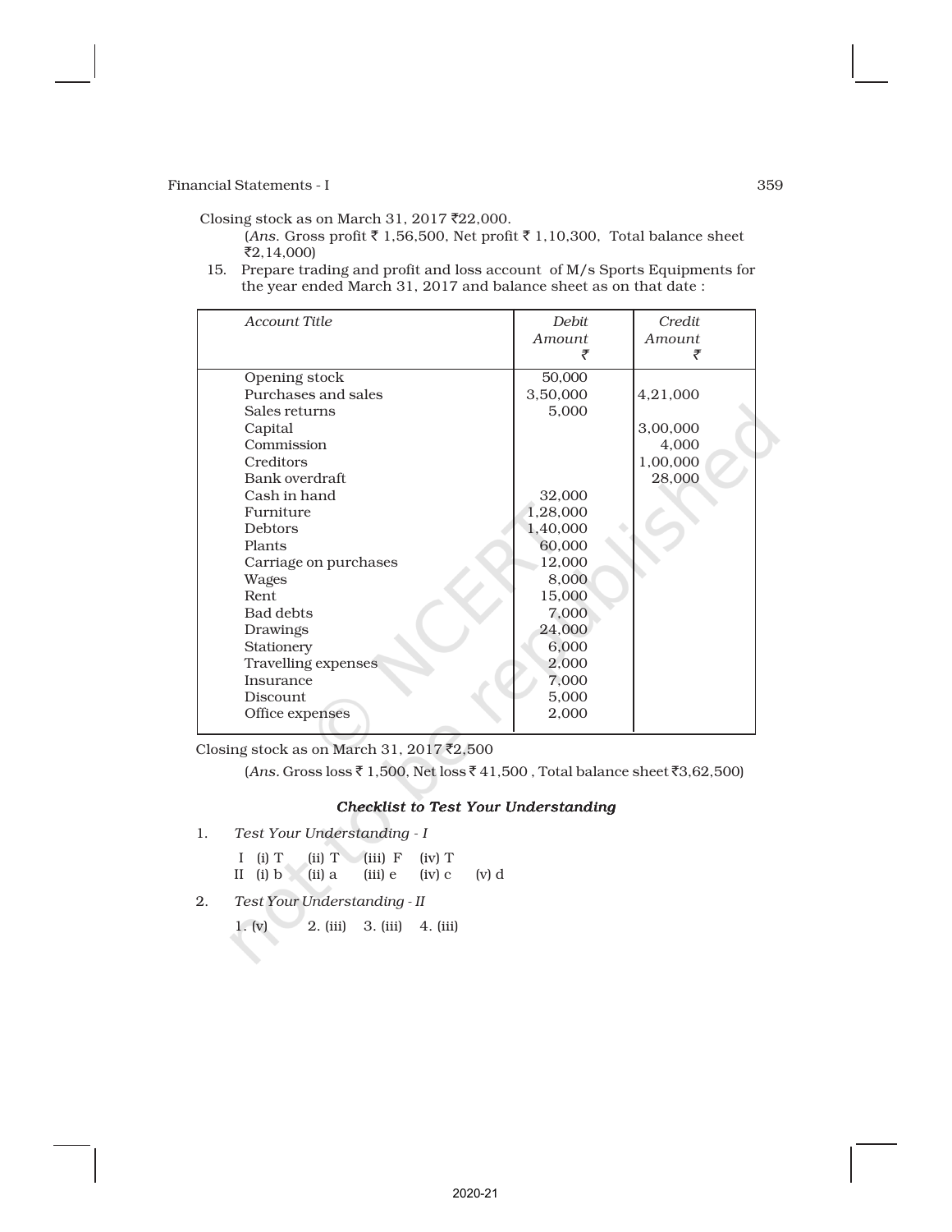Closing stock as on March 31, 2017 ₹22,000.

(*Ans.* Gross profit ₹ 1,56,500, Net profit ₹ 1,10,300, Total balance sheet ₹2,14,000)

15. Prepare trading and profit and loss account of M/s Sports Equipments for the year ended March 31, 2017 and balance sheet as on that date :

| *Account Title* | *Debit Amount* ₹ | *Credit Amount* ₹ |
|---|---|---|
| Opening stock | 50,000 | |
| Purchases and sales | 3,50,000 | 4,21,000 |
| Sales returns | 5,000 | |
| Capital | | 3,00,000 |
| Commission | | 4,000 |
| Creditors | | 1,00,000 |
| Bank overdraft | | 28,000 |
| Cash in hand | 32,000 | |
| Furniture | 1,28,000 | |
| Debtors | 1,40,000 | |
| Plants | 60,000 | |
| Carriage on purchases | 12,000 | |
| Wages | 8,000 | |
| Rent | 15,000 | |
| Bad debts | 7,000 | |
| Drawings | 24,000 | |
| Stationery | 6,000 | |
| Travelling expenses | 2,000 | |
| Insurance | 7,000 | |
| Discount | 5,000 | |
| Office expenses | 2,000 | |

Closing stock as on March 31, 2017 ₹2,500

(*Ans.* Gross loss ₹ 1,500, Net loss ₹ 41,500 , Total balance sheet ₹3,62,500)

### *Checklist to Test Your Understanding*

1. *Test Your Understanding - I*

   I (i) T (ii) T (iii) F (iv) T
   II (i) b (ii) a (iii) e (iv) c (v) d

2. *Test Your Understanding - II*

   1. (v) 2. (iii) 3. (iii) 4. (iii)